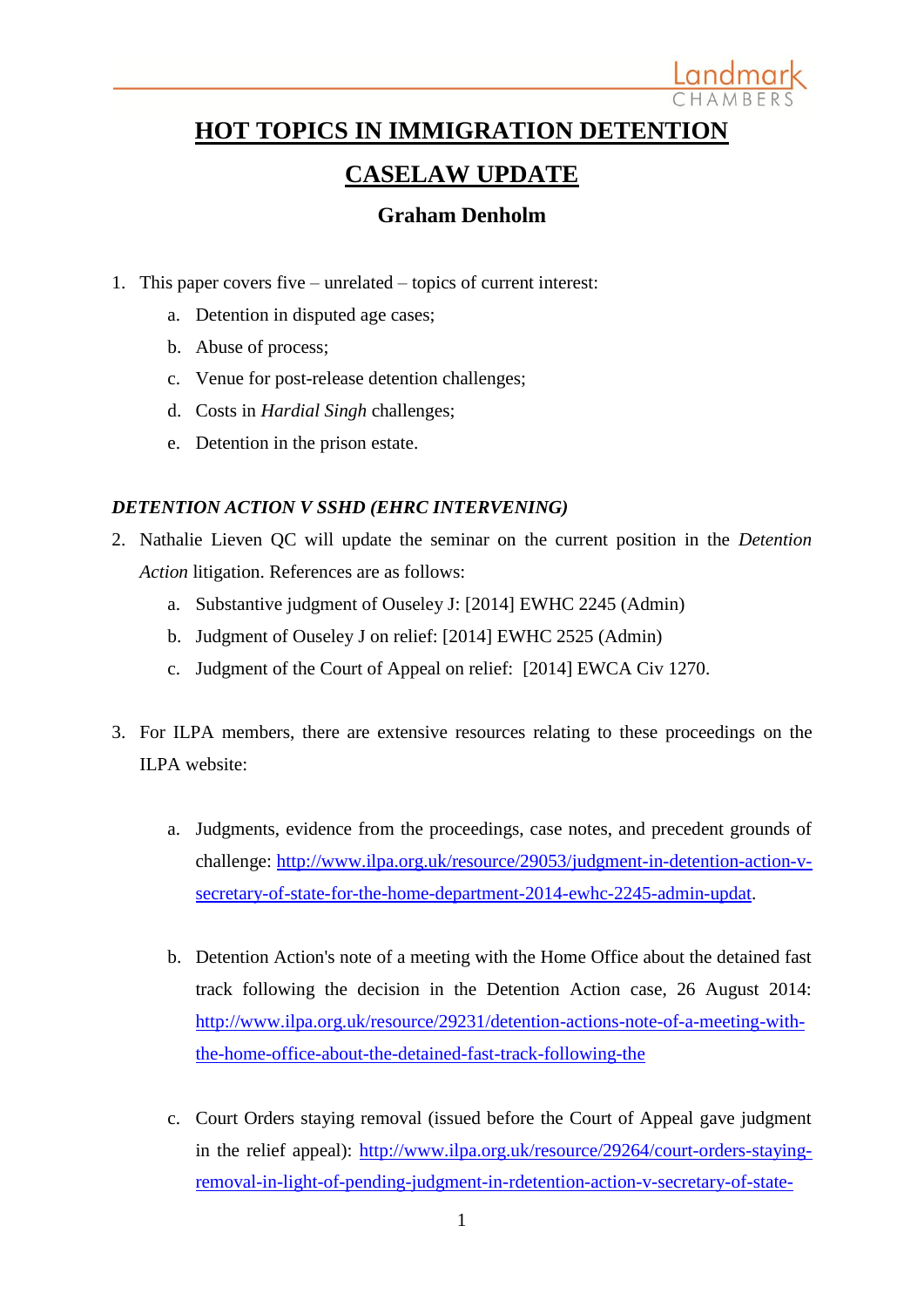# HOT TOPICS IN IMMIGRATION DETENTION

# CASELAW UPDATE

### Graham Denholm

1. This paper covers five – unrelated – topics of current interest:
   a. Detention in disputed age cases;
   b. Abuse of process;
   c. Venue for post-release detention challenges;
   d. Costs in *Hardial Singh* challenges;
   e. Detention in the prison estate.

***DETENTION ACTION V SSHD (EHRC INTERVENING)***

2. Nathalie Lieven QC will update the seminar on the current position in the *Detention Action* litigation. References are as follows:
   a. Substantive judgment of Ouseley J: [2014] EWHC 2245 (Admin)
   b. Judgment of Ouseley J on relief: [2014] EWHC 2525 (Admin)
   c. Judgment of the Court of Appeal on relief: [2014] EWCA Civ 1270.

3. For ILPA members, there are extensive resources relating to these proceedings on the ILPA website:

   a. Judgments, evidence from the proceedings, case notes, and precedent grounds of challenge: http://www.ilpa.org.uk/resource/29053/judgment-in-detention-action-v-secretary-of-state-for-the-home-department-2014-ewhc-2245-admin-updat.

   b. Detention Action's note of a meeting with the Home Office about the detained fast track following the decision in the Detention Action case, 26 August 2014: http://www.ilpa.org.uk/resource/29231/detention-actions-note-of-a-meeting-with-the-home-office-about-the-detained-fast-track-following-the

   c. Court Orders staying removal (issued before the Court of Appeal gave judgment in the relief appeal): http://www.ilpa.org.uk/resource/29264/court-orders-staying-removal-in-light-of-pending-judgment-in-rdetention-action-v-secretary-of-state-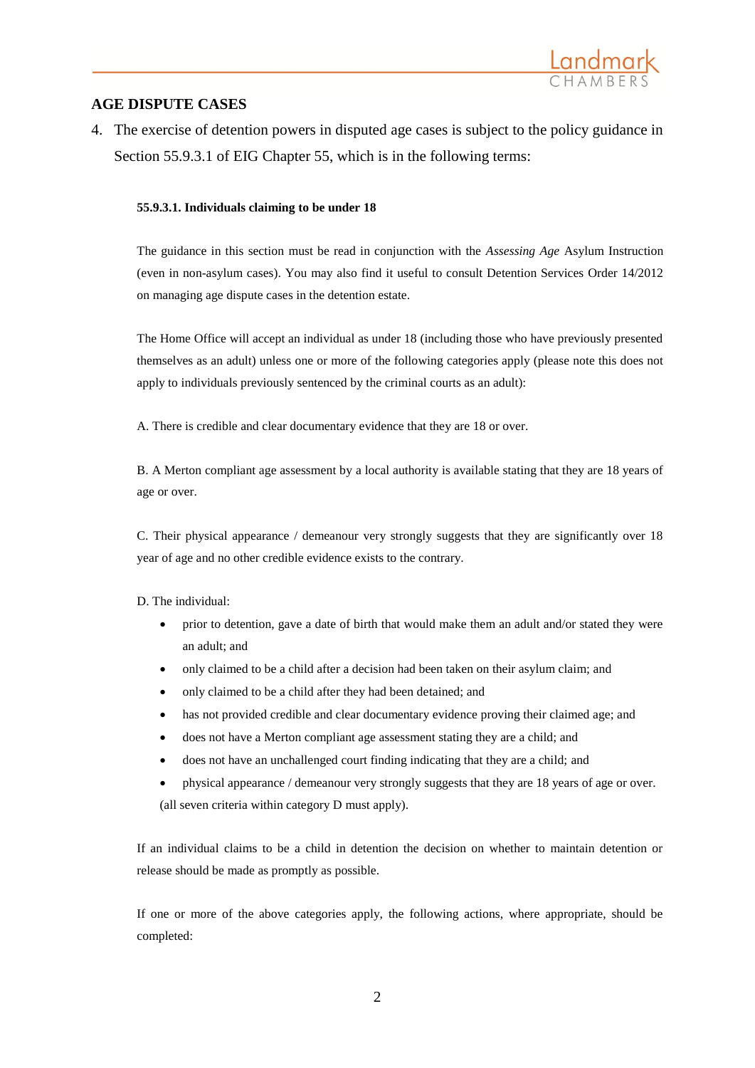## AGE DISPUTE CASES

4. The exercise of detention powers in disputed age cases is subject to the policy guidance in Section 55.9.3.1 of EIG Chapter 55, which is in the following terms:

> **55.9.3.1. Individuals claiming to be under 18**
>
> The guidance in this section must be read in conjunction with the *Assessing Age* Asylum Instruction (even in non-asylum cases). You may also find it useful to consult Detention Services Order 14/2012 on managing age dispute cases in the detention estate.
>
> The Home Office will accept an individual as under 18 (including those who have previously presented themselves as an adult) unless one or more of the following categories apply (please note this does not apply to individuals previously sentenced by the criminal courts as an adult):
>
> A. There is credible and clear documentary evidence that they are 18 or over.
>
> B. A Merton compliant age assessment by a local authority is available stating that they are 18 years of age or over.
>
> C. Their physical appearance / demeanour very strongly suggests that they are significantly over 18 year of age and no other credible evidence exists to the contrary.
>
> D. The individual:
>
> - prior to detention, gave a date of birth that would make them an adult and/or stated they were an adult; and
> - only claimed to be a child after a decision had been taken on their asylum claim; and
> - only claimed to be a child after they had been detained; and
> - has not provided credible and clear documentary evidence proving their claimed age; and
> - does not have a Merton compliant age assessment stating they are a child; and
> - does not have an unchallenged court finding indicating that they are a child; and
> - physical appearance / demeanour very strongly suggests that they are 18 years of age or over.
>
> (all seven criteria within category D must apply).
>
> If an individual claims to be a child in detention the decision on whether to maintain detention or release should be made as promptly as possible.
>
> If one or more of the above categories apply, the following actions, where appropriate, should be completed: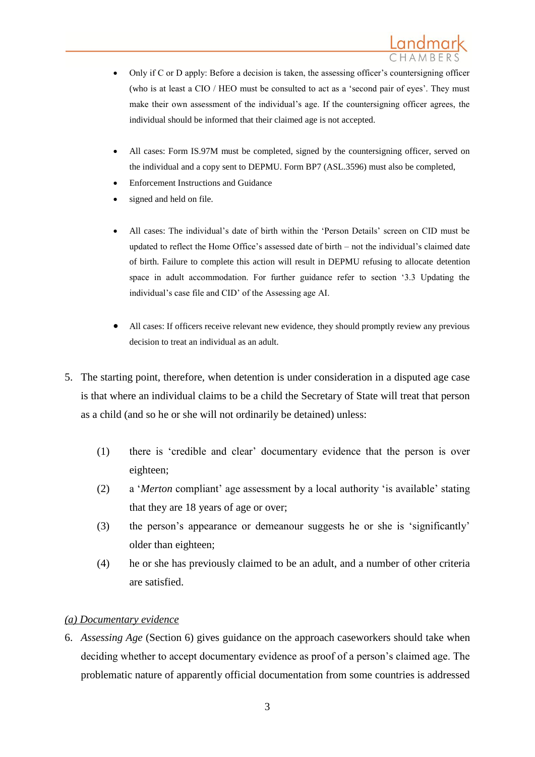- Only if C or D apply: Before a decision is taken, the assessing officer's countersigning officer (who is at least a CIO / HEO must be consulted to act as a 'second pair of eyes'. They must make their own assessment of the individual's age. If the countersigning officer agrees, the individual should be informed that their claimed age is not accepted.

- All cases: Form IS.97M must be completed, signed by the countersigning officer, served on the individual and a copy sent to DEPMU. Form BP7 (ASL.3596) must also be completed,
- Enforcement Instructions and Guidance
- signed and held on file.

- All cases: The individual's date of birth within the 'Person Details' screen on CID must be updated to reflect the Home Office's assessed date of birth – not the individual's claimed date of birth. Failure to complete this action will result in DEPMU refusing to allocate detention space in adult accommodation. For further guidance refer to section '3.3 Updating the individual's case file and CID' of the Assessing age AI.

- All cases: If officers receive relevant new evidence, they should promptly review any previous decision to treat an individual as an adult.

5. The starting point, therefore, when detention is under consideration in a disputed age case is that where an individual claims to be a child the Secretary of State will treat that person as a child (and so he or she will not ordinarily be detained) unless:

    (1) there is 'credible and clear' documentary evidence that the person is over eighteen;

    (2) a '*Merton* compliant' age assessment by a local authority 'is available' stating that they are 18 years of age or over;

    (3) the person's appearance or demeanour suggests he or she is 'significantly' older than eighteen;

    (4) he or she has previously claimed to be an adult, and a number of other criteria are satisfied.

<u>*(a) Documentary evidence*</u>

6. *Assessing Age* (Section 6) gives guidance on the approach caseworkers should take when deciding whether to accept documentary evidence as proof of a person's claimed age. The problematic nature of apparently official documentation from some countries is addressed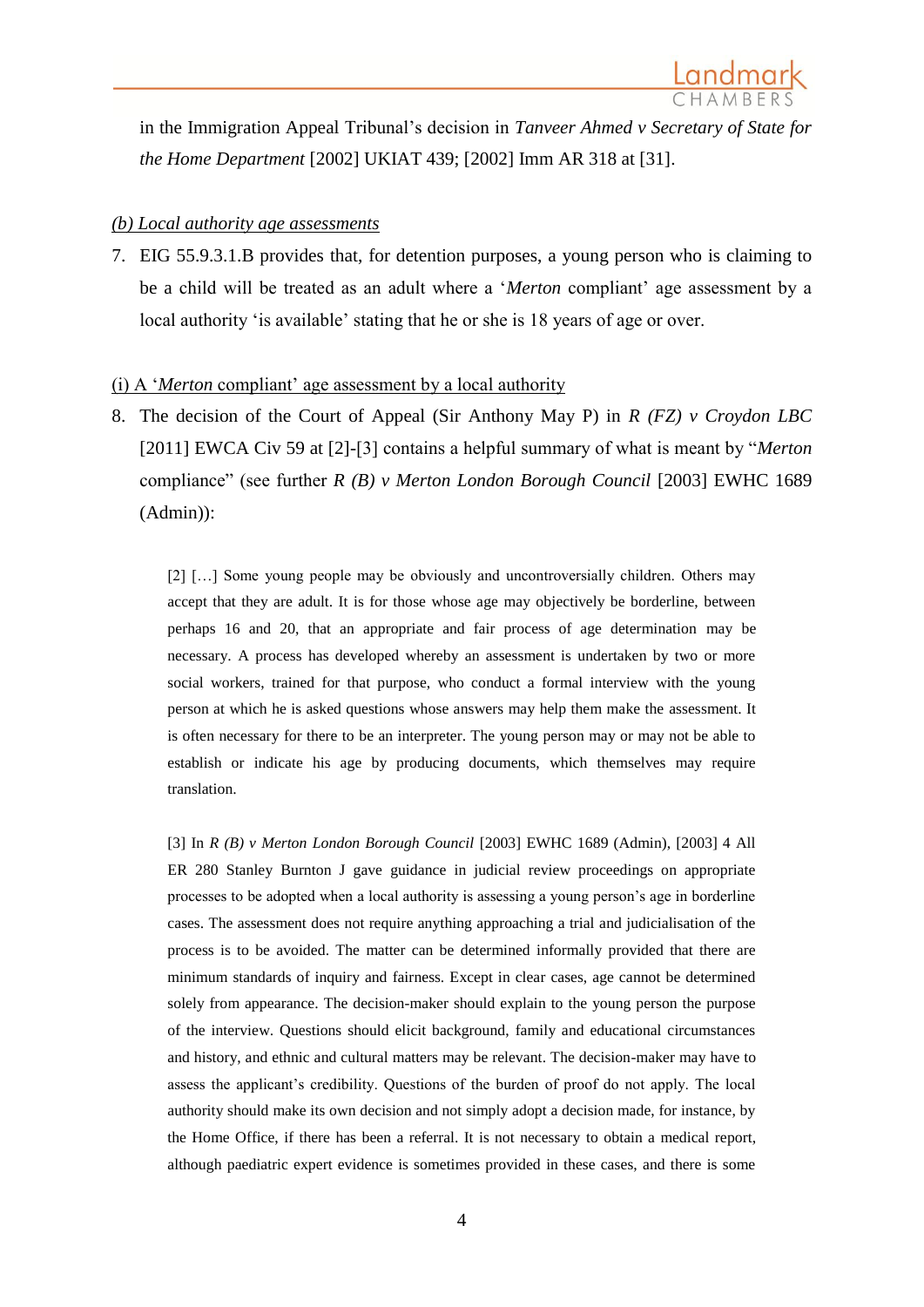in the Immigration Appeal Tribunal's decision in *Tanveer Ahmed v Secretary of State for the Home Department* [2002] UKIAT 439; [2002] Imm AR 318 at [31].

*(b) Local authority age assessments*

7. EIG 55.9.3.1.B provides that, for detention purposes, a young person who is claiming to be a child will be treated as an adult where a '*Merton* compliant' age assessment by a local authority 'is available' stating that he or she is 18 years of age or over.

(i) A '*Merton* compliant' age assessment by a local authority

8. The decision of the Court of Appeal (Sir Anthony May P) in *R (FZ) v Croydon LBC* [2011] EWCA Civ 59 at [2]-[3] contains a helpful summary of what is meant by "*Merton* compliance" (see further *R (B) v Merton London Borough Council* [2003] EWHC 1689 (Admin)):

> [2] […] Some young people may be obviously and uncontroversially children. Others may accept that they are adult. It is for those whose age may objectively be borderline, between perhaps 16 and 20, that an appropriate and fair process of age determination may be necessary. A process has developed whereby an assessment is undertaken by two or more social workers, trained for that purpose, who conduct a formal interview with the young person at which he is asked questions whose answers may help them make the assessment. It is often necessary for there to be an interpreter. The young person may or may not be able to establish or indicate his age by producing documents, which themselves may require translation.
>
> [3] In *R (B) v Merton London Borough Council* [2003] EWHC 1689 (Admin), [2003] 4 All ER 280 Stanley Burnton J gave guidance in judicial review proceedings on appropriate processes to be adopted when a local authority is assessing a young person's age in borderline cases. The assessment does not require anything approaching a trial and judicialisation of the process is to be avoided. The matter can be determined informally provided that there are minimum standards of inquiry and fairness. Except in clear cases, age cannot be determined solely from appearance. The decision-maker should explain to the young person the purpose of the interview. Questions should elicit background, family and educational circumstances and history, and ethnic and cultural matters may be relevant. The decision-maker may have to assess the applicant's credibility. Questions of the burden of proof do not apply. The local authority should make its own decision and not simply adopt a decision made, for instance, by the Home Office, if there has been a referral. It is not necessary to obtain a medical report, although paediatric expert evidence is sometimes provided in these cases, and there is some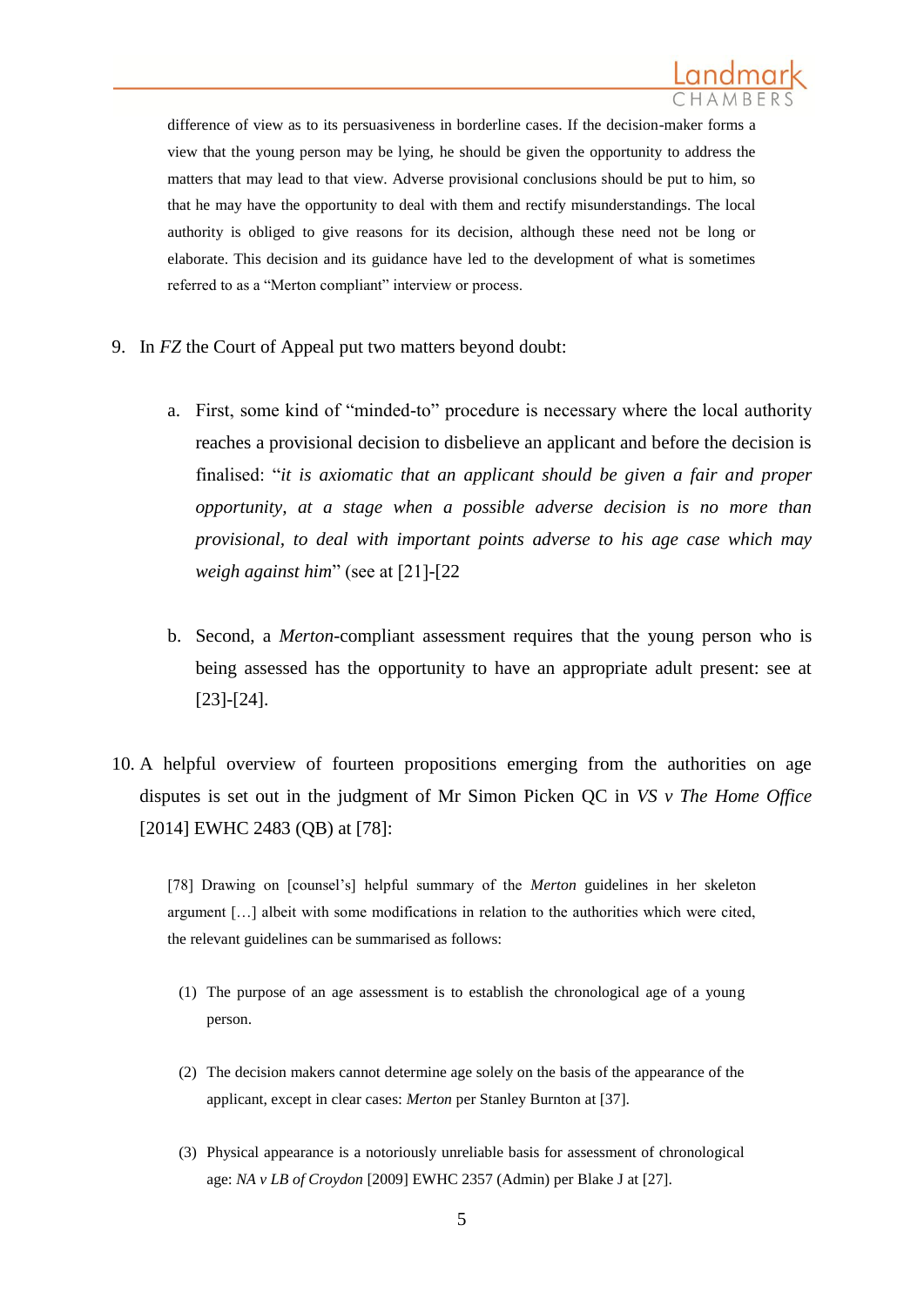difference of view as to its persuasiveness in borderline cases. If the decision-maker forms a view that the young person may be lying, he should be given the opportunity to address the matters that may lead to that view. Adverse provisional conclusions should be put to him, so that he may have the opportunity to deal with them and rectify misunderstandings. The local authority is obliged to give reasons for its decision, although these need not be long or elaborate. This decision and its guidance have led to the development of what is sometimes referred to as a "Merton compliant" interview or process.

9. In *FZ* the Court of Appeal put two matters beyond doubt:

    a. First, some kind of "minded-to" procedure is necessary where the local authority reaches a provisional decision to disbelieve an applicant and before the decision is finalised: "*it is axiomatic that an applicant should be given a fair and proper opportunity, at a stage when a possible adverse decision is no more than provisional, to deal with important points adverse to his age case which may weigh against him*" (see at [21]-[22

    b. Second, a *Merton*-compliant assessment requires that the young person who is being assessed has the opportunity to have an appropriate adult present: see at [23]-[24].

10. A helpful overview of fourteen propositions emerging from the authorities on age disputes is set out in the judgment of Mr Simon Picken QC in *VS v The Home Office* [2014] EWHC 2483 (QB) at [78]:

> [78] Drawing on [counsel's] helpful summary of the *Merton* guidelines in her skeleton argument […] albeit with some modifications in relation to the authorities which were cited, the relevant guidelines can be summarised as follows:
>
> (1) The purpose of an age assessment is to establish the chronological age of a young person.
>
> (2) The decision makers cannot determine age solely on the basis of the appearance of the applicant, except in clear cases: *Merton* per Stanley Burnton at [37].
>
> (3) Physical appearance is a notoriously unreliable basis for assessment of chronological age: *NA v LB of Croydon* [2009] EWHC 2357 (Admin) per Blake J at [27].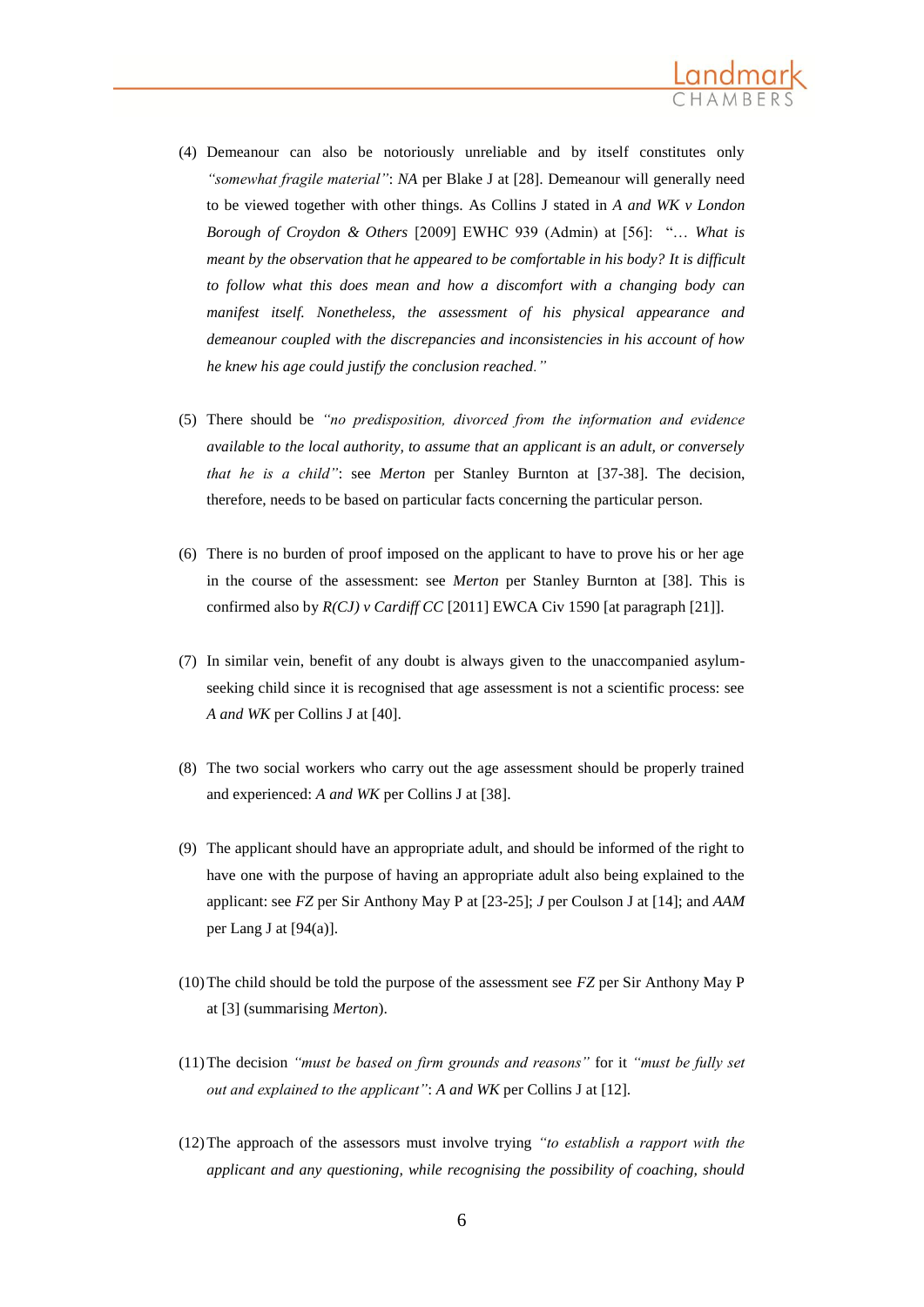(4) Demeanour can also be notoriously unreliable and by itself constitutes only *"somewhat fragile material"*: *NA* per Blake J at [28]. Demeanour will generally need to be viewed together with other things. As Collins J stated in *A and WK v London Borough of Croydon & Others* [2009] EWHC 939 (Admin) at [56]: "… *What is meant by the observation that he appeared to be comfortable in his body? It is difficult to follow what this does mean and how a discomfort with a changing body can manifest itself. Nonetheless, the assessment of his physical appearance and demeanour coupled with the discrepancies and inconsistencies in his account of how he knew his age could justify the conclusion reached."*

(5) There should be *"no predisposition, divorced from the information and evidence available to the local authority, to assume that an applicant is an adult, or conversely that he is a child"*: see *Merton* per Stanley Burnton at [37-38]. The decision, therefore, needs to be based on particular facts concerning the particular person.

(6) There is no burden of proof imposed on the applicant to have to prove his or her age in the course of the assessment: see *Merton* per Stanley Burnton at [38]. This is confirmed also by *R(CJ) v Cardiff CC* [2011] EWCA Civ 1590 [at paragraph [21]].

(7) In similar vein, benefit of any doubt is always given to the unaccompanied asylum-seeking child since it is recognised that age assessment is not a scientific process: see *A and WK* per Collins J at [40].

(8) The two social workers who carry out the age assessment should be properly trained and experienced: *A and WK* per Collins J at [38].

(9) The applicant should have an appropriate adult, and should be informed of the right to have one with the purpose of having an appropriate adult also being explained to the applicant: see *FZ* per Sir Anthony May P at [23-25]; *J* per Coulson J at [14]; and *AAM* per Lang J at [94(a)].

(10) The child should be told the purpose of the assessment see *FZ* per Sir Anthony May P at [3] (summarising *Merton*).

(11) The decision *"must be based on firm grounds and reasons"* for it *"must be fully set out and explained to the applicant"*: *A and WK* per Collins J at [12].

(12) The approach of the assessors must involve trying *"to establish a rapport with the applicant and any questioning, while recognising the possibility of coaching, should*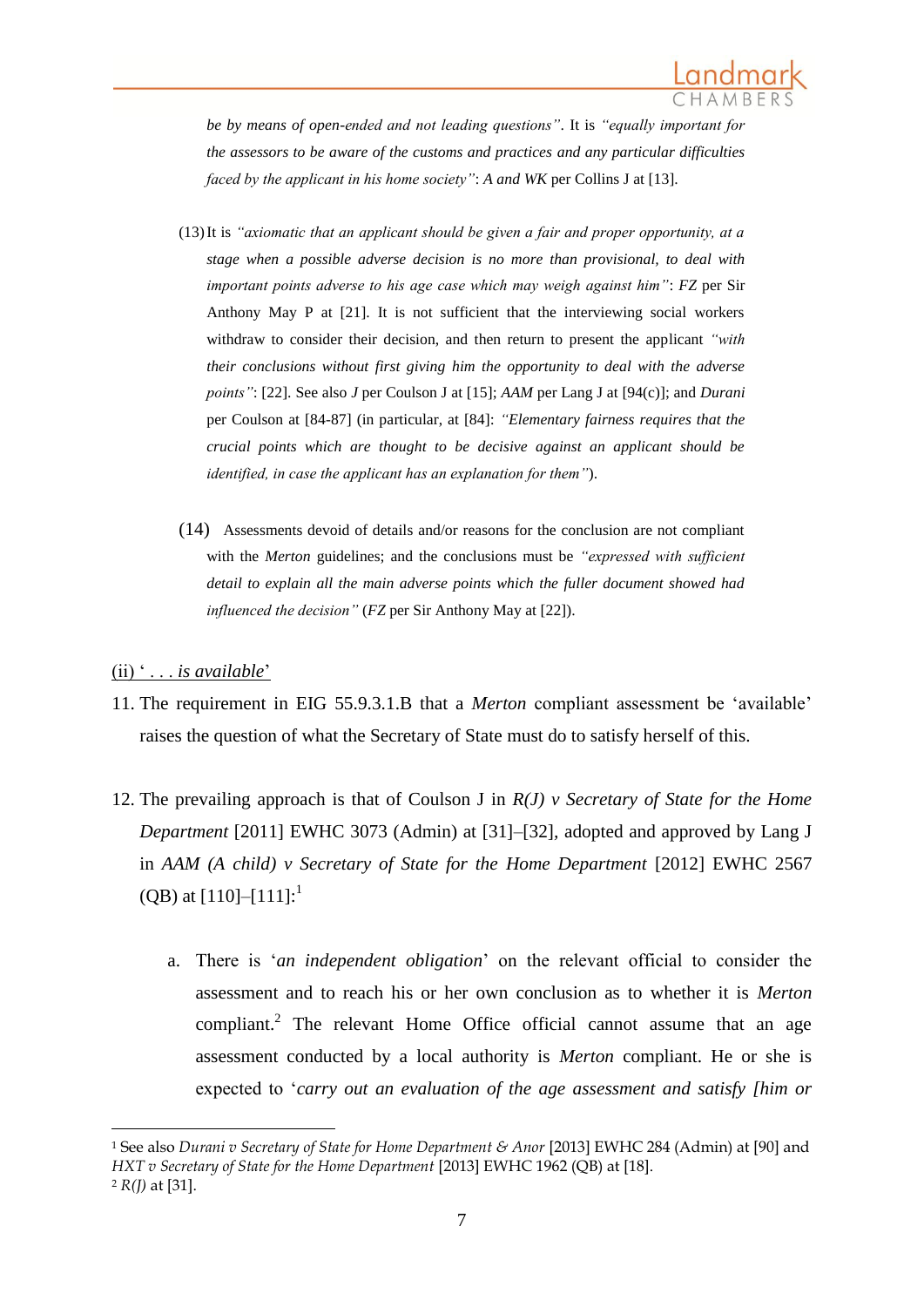be by means of open-ended and not leading questions"*. It is *"equally important for the assessors to be aware of the customs and practices and any particular difficulties faced by the applicant in his home society"*: *A and WK* per Collins J at [13].

(13) It is *"axiomatic that an applicant should be given a fair and proper opportunity, at a stage when a possible adverse decision is no more than provisional, to deal with important points adverse to his age case which may weigh against him"*: *FZ* per Sir Anthony May P at [21]. It is not sufficient that the interviewing social workers withdraw to consider their decision, and then return to present the applicant *"with their conclusions without first giving him the opportunity to deal with the adverse points"*: [22]. See also *J* per Coulson J at [15]; *AAM* per Lang J at [94(c)]; and *Durani* per Coulson at [84-87] (in particular, at [84]: *"Elementary fairness requires that the crucial points which are thought to be decisive against an applicant should be identified, in case the applicant has an explanation for them"*).

(14) Assessments devoid of details and/or reasons for the conclusion are not compliant with the *Merton* guidelines; and the conclusions must be *"expressed with sufficient detail to explain all the main adverse points which the fuller document showed had influenced the decision"* (*FZ* per Sir Anthony May at [22]).

<u>(ii) '. . . *is available*'</u>

11. The requirement in EIG 55.9.3.1.B that a *Merton* compliant assessment be 'available' raises the question of what the Secretary of State must do to satisfy herself of this.

12. The prevailing approach is that of Coulson J in *R(J) v Secretary of State for the Home Department* [2011] EWHC 3073 (Admin) at [31]–[32], adopted and approved by Lang J in *AAM (A child) v Secretary of State for the Home Department* [2012] EWHC 2567 (QB) at [110]–[111]:[1]

    a. There is '*an independent obligation*' on the relevant official to consider the assessment and to reach his or her own conclusion as to whether it is *Merton* compliant.[2] The relevant Home Office official cannot assume that an age assessment conducted by a local authority is *Merton* compliant. He or she is expected to '*carry out an evaluation of the age assessment and satisfy [him or*

---

[1] See also *Durani v Secretary of State for Home Department & Anor* [2013] EWHC 284 (Admin) at [90] and *HXT v Secretary of State for the Home Department* [2013] EWHC 1962 (QB) at [18].

[2] *R(J)* at [31].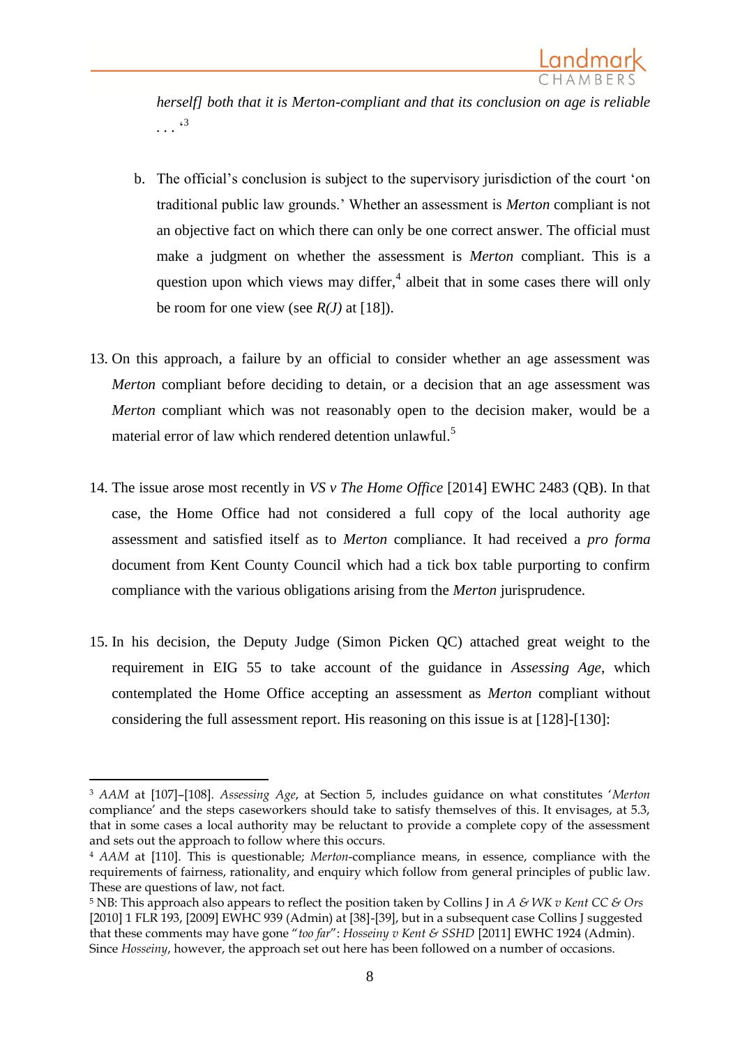*herself] both that it is Merton-compliant and that its conclusion on age is reliable . . .*'[3]

b. The official's conclusion is subject to the supervisory jurisdiction of the court 'on traditional public law grounds.' Whether an assessment is *Merton* compliant is not an objective fact on which there can only be one correct answer. The official must make a judgment on whether the assessment is *Merton* compliant. This is a question upon which views may differ,[4] albeit that in some cases there will only be room for one view (see *R(J)* at [18]).

13. On this approach, a failure by an official to consider whether an age assessment was *Merton* compliant before deciding to detain, or a decision that an age assessment was *Merton* compliant which was not reasonably open to the decision maker, would be a material error of law which rendered detention unlawful.[5]

14. The issue arose most recently in *VS v The Home Office* [2014] EWHC 2483 (QB). In that case, the Home Office had not considered a full copy of the local authority age assessment and satisfied itself as to *Merton* compliance. It had received a *pro forma* document from Kent County Council which had a tick box table purporting to confirm compliance with the various obligations arising from the *Merton* jurisprudence.

15. In his decision, the Deputy Judge (Simon Picken QC) attached great weight to the requirement in EIG 55 to take account of the guidance in *Assessing Age*, which contemplated the Home Office accepting an assessment as *Merton* compliant without considering the full assessment report. His reasoning on this issue is at [128]-[130]:

---

[3] *AAM* at [107]–[108]. *Assessing Age*, at Section 5, includes guidance on what constitutes '*Merton* compliance' and the steps caseworkers should take to satisfy themselves of this. It envisages, at 5.3, that in some cases a local authority may be reluctant to provide a complete copy of the assessment and sets out the approach to follow where this occurs.

[4] *AAM* at [110]. This is questionable; *Merton*-compliance means, in essence, compliance with the requirements of fairness, rationality, and enquiry which follow from general principles of public law. These are questions of law, not fact.

[5] NB: This approach also appears to reflect the position taken by Collins J in *A & WK v Kent CC & Ors* [2010] 1 FLR 193, [2009] EWHC 939 (Admin) at [38]-[39], but in a subsequent case Collins J suggested that these comments may have gone "*too far*": *Hosseiny v Kent & SSHD* [2011] EWHC 1924 (Admin). Since *Hosseiny*, however, the approach set out here has been followed on a number of occasions.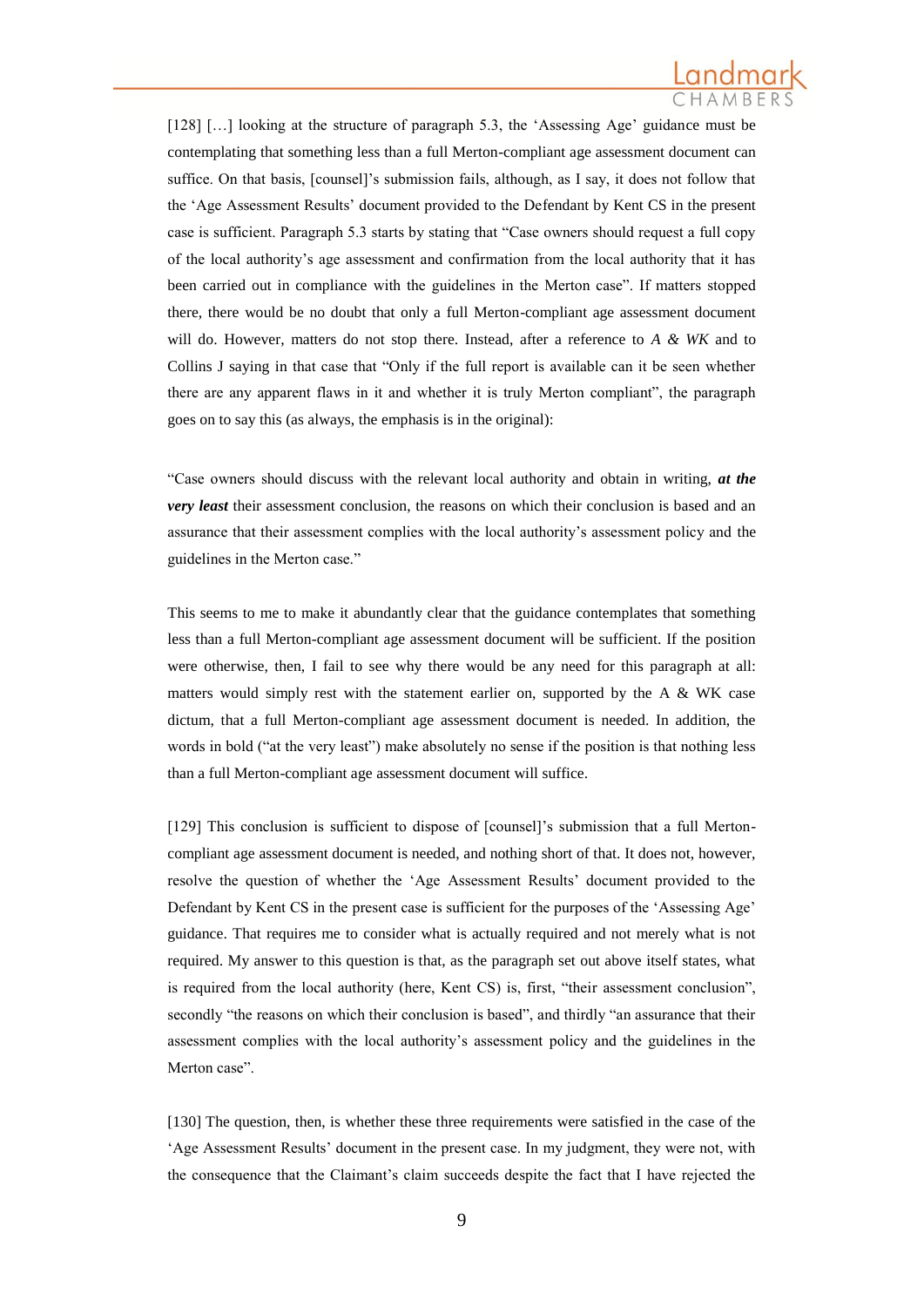[128] […] looking at the structure of paragraph 5.3, the 'Assessing Age' guidance must be contemplating that something less than a full Merton-compliant age assessment document can suffice. On that basis, [counsel]'s submission fails, although, as I say, it does not follow that the 'Age Assessment Results' document provided to the Defendant by Kent CS in the present case is sufficient. Paragraph 5.3 starts by stating that "Case owners should request a full copy of the local authority's age assessment and confirmation from the local authority that it has been carried out in compliance with the guidelines in the Merton case". If matters stopped there, there would be no doubt that only a full Merton-compliant age assessment document will do. However, matters do not stop there. Instead, after a reference to *A & WK* and to Collins J saying in that case that "Only if the full report is available can it be seen whether there are any apparent flaws in it and whether it is truly Merton compliant", the paragraph goes on to say this (as always, the emphasis is in the original):

"Case owners should discuss with the relevant local authority and obtain in writing, ***at the very least*** their assessment conclusion, the reasons on which their conclusion is based and an assurance that their assessment complies with the local authority's assessment policy and the guidelines in the Merton case."

This seems to me to make it abundantly clear that the guidance contemplates that something less than a full Merton-compliant age assessment document will be sufficient. If the position were otherwise, then, I fail to see why there would be any need for this paragraph at all: matters would simply rest with the statement earlier on, supported by the A & WK case dictum, that a full Merton-compliant age assessment document is needed. In addition, the words in bold ("at the very least") make absolutely no sense if the position is that nothing less than a full Merton-compliant age assessment document will suffice.

[129] This conclusion is sufficient to dispose of [counsel]'s submission that a full Merton-compliant age assessment document is needed, and nothing short of that. It does not, however, resolve the question of whether the 'Age Assessment Results' document provided to the Defendant by Kent CS in the present case is sufficient for the purposes of the 'Assessing Age' guidance. That requires me to consider what is actually required and not merely what is not required. My answer to this question is that, as the paragraph set out above itself states, what is required from the local authority (here, Kent CS) is, first, "their assessment conclusion", secondly "the reasons on which their conclusion is based", and thirdly "an assurance that their assessment complies with the local authority's assessment policy and the guidelines in the Merton case".

[130] The question, then, is whether these three requirements were satisfied in the case of the 'Age Assessment Results' document in the present case. In my judgment, they were not, with the consequence that the Claimant's claim succeeds despite the fact that I have rejected the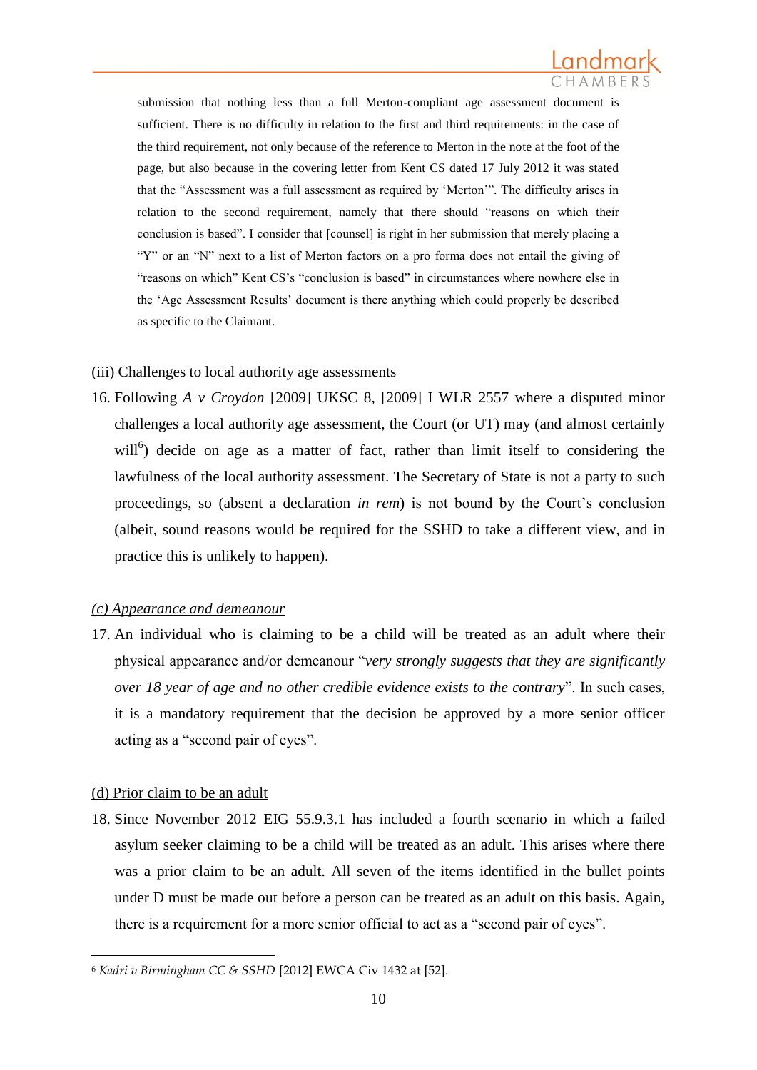> submission that nothing less than a full Merton-compliant age assessment document is sufficient. There is no difficulty in relation to the first and third requirements: in the case of the third requirement, not only because of the reference to Merton in the note at the foot of the page, but also because in the covering letter from Kent CS dated 17 July 2012 it was stated that the "Assessment was a full assessment as required by 'Merton'". The difficulty arises in relation to the second requirement, namely that there should "reasons on which their conclusion is based". I consider that [counsel] is right in her submission that merely placing a "Y" or an "N" next to a list of Merton factors on a pro forma does not entail the giving of "reasons on which" Kent CS's "conclusion is based" in circumstances where nowhere else in the 'Age Assessment Results' document is there anything which could properly be described as specific to the Claimant.

(iii) Challenges to local authority age assessments

16. Following *A v Croydon* [2009] UKSC 8, [2009] I WLR 2557 where a disputed minor challenges a local authority age assessment, the Court (or UT) may (and almost certainly will[6]) decide on age as a matter of fact, rather than limit itself to considering the lawfulness of the local authority assessment. The Secretary of State is not a party to such proceedings, so (absent a declaration *in rem*) is not bound by the Court's conclusion (albeit, sound reasons would be required for the SSHD to take a different view, and in practice this is unlikely to happen).

*(c) Appearance and demeanour*

17. An individual who is claiming to be a child will be treated as an adult where their physical appearance and/or demeanour "*very strongly suggests that they are significantly over 18 year of age and no other credible evidence exists to the contrary*". In such cases, it is a mandatory requirement that the decision be approved by a more senior officer acting as a "second pair of eyes".

(d) Prior claim to be an adult

18. Since November 2012 EIG 55.9.3.1 has included a fourth scenario in which a failed asylum seeker claiming to be a child will be treated as an adult. This arises where there was a prior claim to be an adult. All seven of the items identified in the bullet points under D must be made out before a person can be treated as an adult on this basis. Again, there is a requirement for a more senior official to act as a "second pair of eyes".

---

[6] *Kadri v Birmingham CC & SSHD* [2012] EWCA Civ 1432 at [52].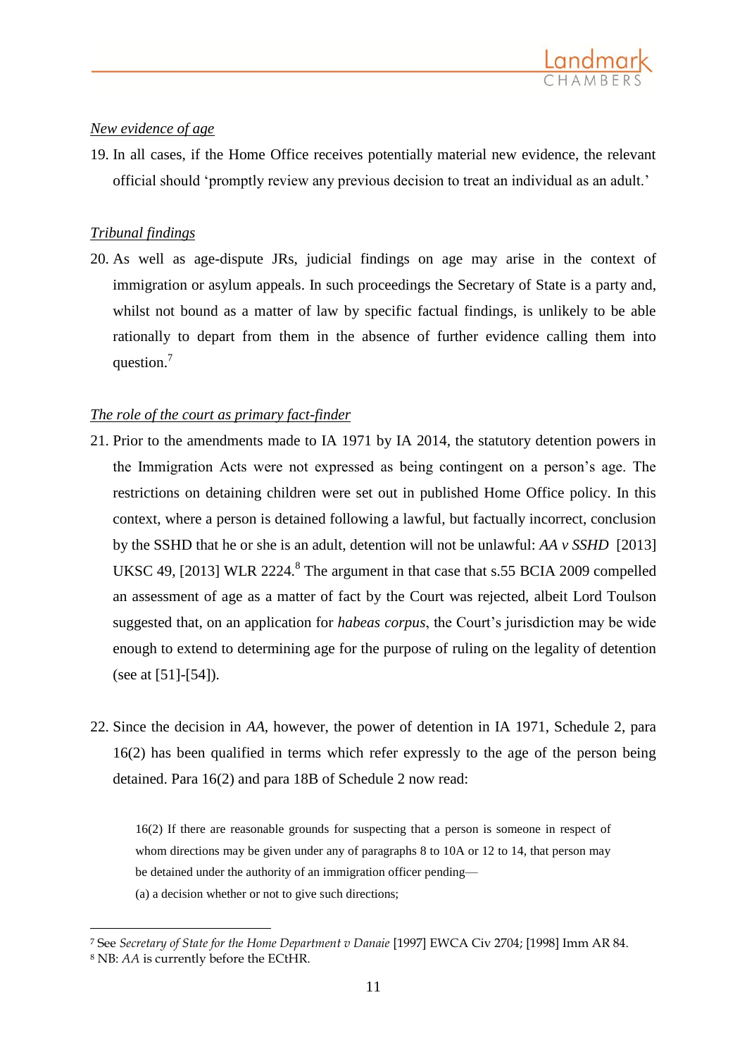*New evidence of age*

19. In all cases, if the Home Office receives potentially material new evidence, the relevant official should 'promptly review any previous decision to treat an individual as an adult.'

*Tribunal findings*

20. As well as age-dispute JRs, judicial findings on age may arise in the context of immigration or asylum appeals. In such proceedings the Secretary of State is a party and, whilst not bound as a matter of law by specific factual findings, is unlikely to be able rationally to depart from them in the absence of further evidence calling them into question.[7]

*The role of the court as primary fact-finder*

21. Prior to the amendments made to IA 1971 by IA 2014, the statutory detention powers in the Immigration Acts were not expressed as being contingent on a person's age. The restrictions on detaining children were set out in published Home Office policy. In this context, where a person is detained following a lawful, but factually incorrect, conclusion by the SSHD that he or she is an adult, detention will not be unlawful: *AA v SSHD* [2013] UKSC 49, [2013] WLR 2224.[8] The argument in that case that s.55 BCIA 2009 compelled an assessment of age as a matter of fact by the Court was rejected, albeit Lord Toulson suggested that, on an application for *habeas corpus*, the Court's jurisdiction may be wide enough to extend to determining age for the purpose of ruling on the legality of detention (see at [51]-[54]).

22. Since the decision in *AA*, however, the power of detention in IA 1971, Schedule 2, para 16(2) has been qualified in terms which refer expressly to the age of the person being detained. Para 16(2) and para 18B of Schedule 2 now read:

> 16(2) If there are reasonable grounds for suspecting that a person is someone in respect of whom directions may be given under any of paragraphs 8 to 10A or 12 to 14, that person may be detained under the authority of an immigration officer pending—
>
> (a) a decision whether or not to give such directions;

---

[7] See *Secretary of State for the Home Department v Danaie* [1997] EWCA Civ 2704; [1998] Imm AR 84.

[8] NB: *AA* is currently before the ECtHR.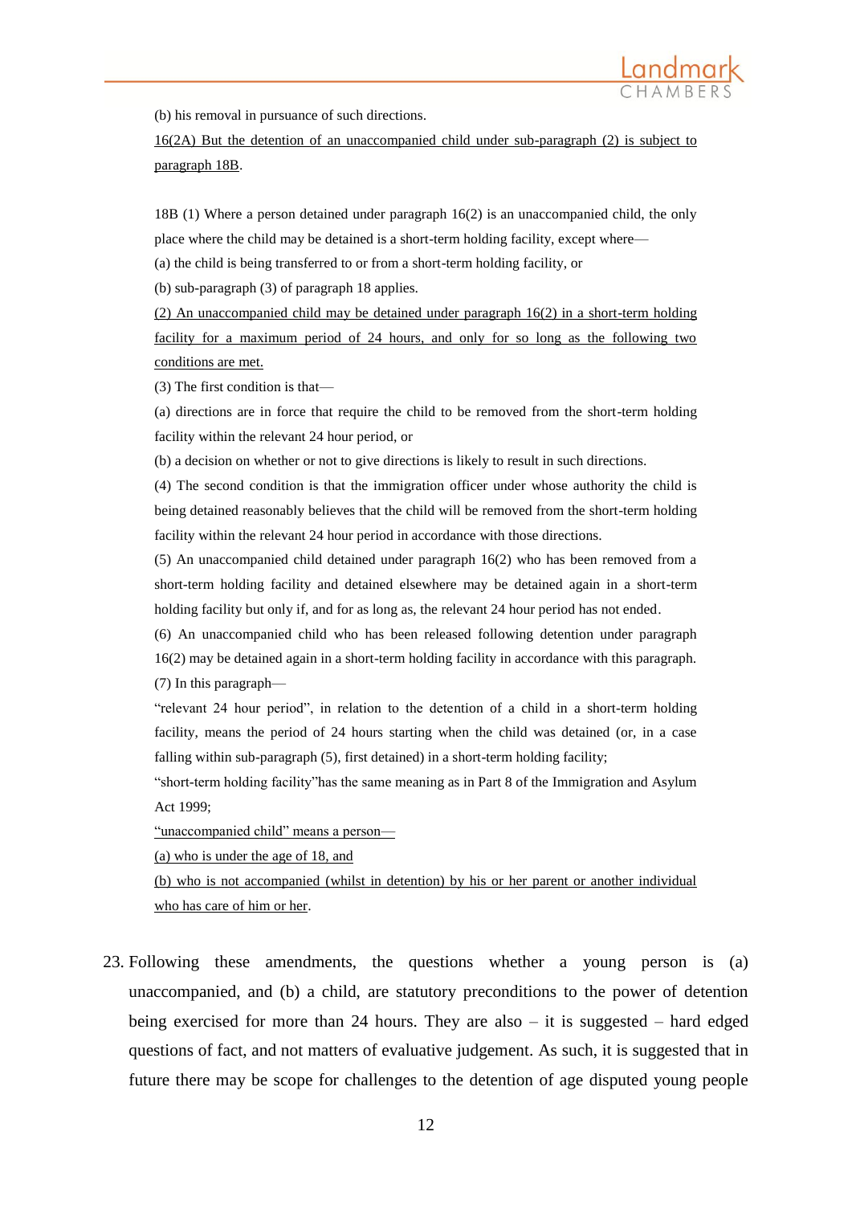(b) his removal in pursuance of such directions.

<u>16(2A) But the detention of an unaccompanied child under sub-paragraph (2) is subject to paragraph 18B</u>.

18B (1) Where a person detained under paragraph 16(2) is an unaccompanied child, the only place where the child may be detained is a short-term holding facility, except where—

(a) the child is being transferred to or from a short-term holding facility, or

(b) sub-paragraph (3) of paragraph 18 applies.

<u>(2) An unaccompanied child may be detained under paragraph 16(2) in a short-term holding facility for a maximum period of 24 hours, and only for so long as the following two conditions are met.</u>

(3) The first condition is that—

(a) directions are in force that require the child to be removed from the short-term holding facility within the relevant 24 hour period, or

(b) a decision on whether or not to give directions is likely to result in such directions.

(4) The second condition is that the immigration officer under whose authority the child is being detained reasonably believes that the child will be removed from the short-term holding facility within the relevant 24 hour period in accordance with those directions.

(5) An unaccompanied child detained under paragraph 16(2) who has been removed from a short-term holding facility and detained elsewhere may be detained again in a short-term holding facility but only if, and for as long as, the relevant 24 hour period has not ended.

(6) An unaccompanied child who has been released following detention under paragraph 16(2) may be detained again in a short-term holding facility in accordance with this paragraph.

(7) In this paragraph—

"relevant 24 hour period", in relation to the detention of a child in a short-term holding facility, means the period of 24 hours starting when the child was detained (or, in a case falling within sub-paragraph (5), first detained) in a short-term holding facility;

"short-term holding facility"has the same meaning as in Part 8 of the Immigration and Asylum Act 1999;

<u>"unaccompanied child" means a person—</u>

<u>(a) who is under the age of 18, and</u>

<u>(b) who is not accompanied (whilst in detention) by his or her parent or another individual who has care of him or her</u>.

23. Following these amendments, the questions whether a young person is (a) unaccompanied, and (b) a child, are statutory preconditions to the power of detention being exercised for more than 24 hours. They are also – it is suggested – hard edged questions of fact, and not matters of evaluative judgement. As such, it is suggested that in future there may be scope for challenges to the detention of age disputed young people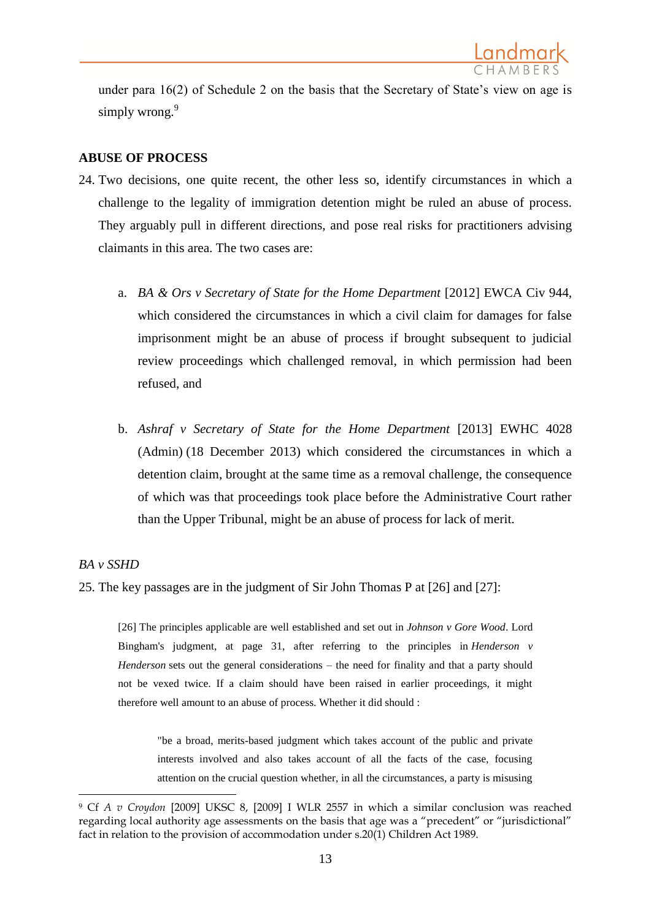under para 16(2) of Schedule 2 on the basis that the Secretary of State's view on age is simply wrong.[9]

**ABUSE OF PROCESS**

24. Two decisions, one quite recent, the other less so, identify circumstances in which a challenge to the legality of immigration detention might be ruled an abuse of process. They arguably pull in different directions, and pose real risks for practitioners advising claimants in this area. The two cases are:

    a. *BA & Ors v Secretary of State for the Home Department* [2012] EWCA Civ 944, which considered the circumstances in which a civil claim for damages for false imprisonment might be an abuse of process if brought subsequent to judicial review proceedings which challenged removal, in which permission had been refused, and

    b. *Ashraf v Secretary of State for the Home Department* [2013] EWHC 4028 (Admin) (18 December 2013) which considered the circumstances in which a detention claim, brought at the same time as a removal challenge, the consequence of which was that proceedings took place before the Administrative Court rather than the Upper Tribunal, might be an abuse of process for lack of merit.

*BA v SSHD*

25. The key passages are in the judgment of Sir John Thomas P at [26] and [27]:

> [26] The principles applicable are well established and set out in *Johnson v Gore Wood*. Lord Bingham's judgment, at page 31, after referring to the principles in *Henderson v Henderson* sets out the general considerations – the need for finality and that a party should not be vexed twice. If a claim should have been raised in earlier proceedings, it might therefore well amount to an abuse of process. Whether it did should :
>
> > "be a broad, merits-based judgment which takes account of the public and private interests involved and also takes account of all the facts of the case, focusing attention on the crucial question whether, in all the circumstances, a party is misusing

---

[9] Cf *A v Croydon* [2009] UKSC 8, [2009] I WLR 2557 in which a similar conclusion was reached regarding local authority age assessments on the basis that age was a "precedent" or "jurisdictional" fact in relation to the provision of accommodation under s.20(1) Children Act 1989.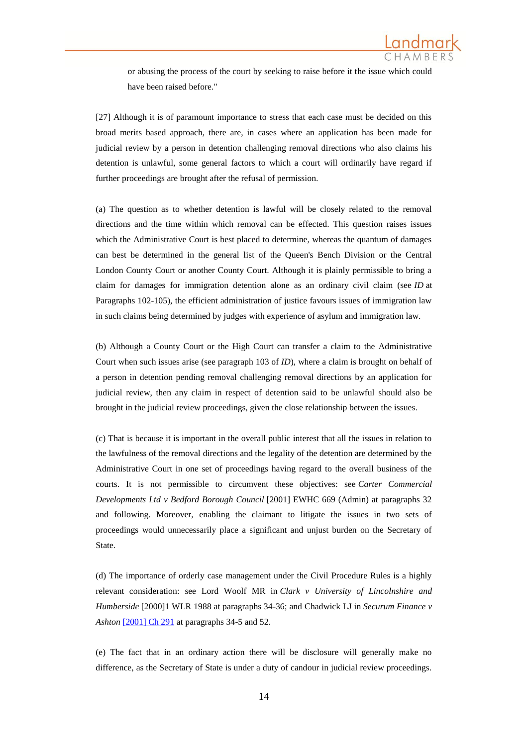or abusing the process of the court by seeking to raise before it the issue which could have been raised before."

[27] Although it is of paramount importance to stress that each case must be decided on this broad merits based approach, there are, in cases where an application has been made for judicial review by a person in detention challenging removal directions who also claims his detention is unlawful, some general factors to which a court will ordinarily have regard if further proceedings are brought after the refusal of permission.

(a) The question as to whether detention is lawful will be closely related to the removal directions and the time within which removal can be effected. This question raises issues which the Administrative Court is best placed to determine, whereas the quantum of damages can best be determined in the general list of the Queen's Bench Division or the Central London County Court or another County Court. Although it is plainly permissible to bring a claim for damages for immigration detention alone as an ordinary civil claim (see *ID* at Paragraphs 102-105), the efficient administration of justice favours issues of immigration law in such claims being determined by judges with experience of asylum and immigration law.

(b) Although a County Court or the High Court can transfer a claim to the Administrative Court when such issues arise (see paragraph 103 of *ID*), where a claim is brought on behalf of a person in detention pending removal challenging removal directions by an application for judicial review, then any claim in respect of detention said to be unlawful should also be brought in the judicial review proceedings, given the close relationship between the issues.

(c) That is because it is important in the overall public interest that all the issues in relation to the lawfulness of the removal directions and the legality of the detention are determined by the Administrative Court in one set of proceedings having regard to the overall business of the courts. It is not permissible to circumvent these objectives: see *Carter Commercial Developments Ltd v Bedford Borough Council* [2001] EWHC 669 (Admin) at paragraphs 32 and following. Moreover, enabling the claimant to litigate the issues in two sets of proceedings would unnecessarily place a significant and unjust burden on the Secretary of State.

(d) The importance of orderly case management under the Civil Procedure Rules is a highly relevant consideration: see Lord Woolf MR in *Clark v University of Lincolnshire and Humberside* [2000]1 WLR 1988 at paragraphs 34-36; and Chadwick LJ in *Securum Finance v Ashton* [2001] Ch 291 at paragraphs 34-5 and 52.

(e) The fact that in an ordinary action there will be disclosure will generally make no difference, as the Secretary of State is under a duty of candour in judicial review proceedings.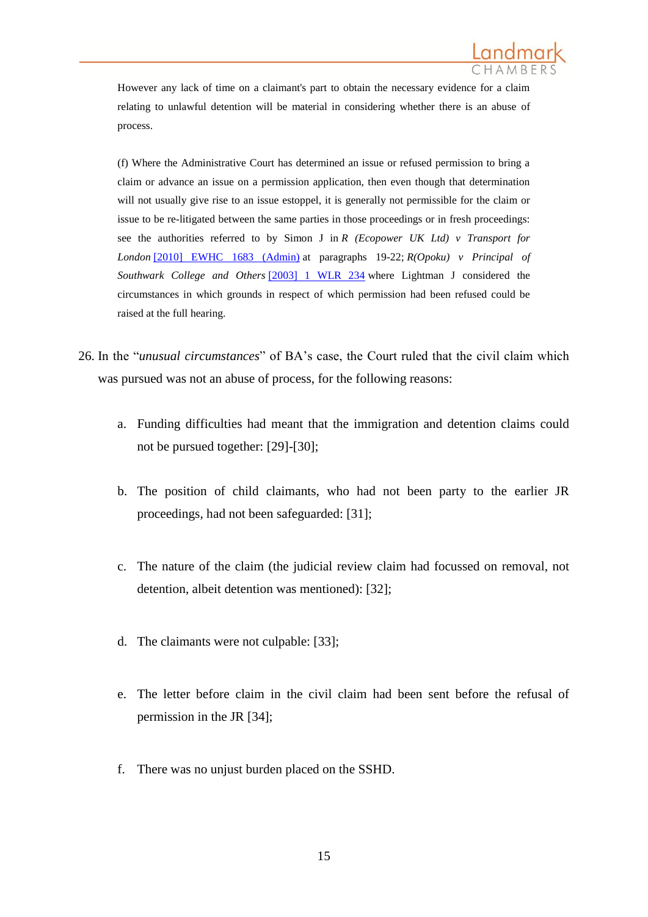> However any lack of time on a claimant's part to obtain the necessary evidence for a claim relating to unlawful detention will be material in considering whether there is an abuse of process.
>
> (f) Where the Administrative Court has determined an issue or refused permission to bring a claim or advance an issue on a permission application, then even though that determination will not usually give rise to an issue estoppel, it is generally not permissible for the claim or issue to be re-litigated between the same parties in those proceedings or in fresh proceedings: see the authorities referred to by Simon J in *R (Ecopower UK Ltd) v Transport for London* [2010] EWHC 1683 (Admin) at paragraphs 19-22; *R(Opoku) v Principal of Southwark College and Others* [2003] 1 WLR 234 where Lightman J considered the circumstances in which grounds in respect of which permission had been refused could be raised at the full hearing.

26. In the "*unusual circumstances*" of BA's case, the Court ruled that the civil claim which was pursued was not an abuse of process, for the following reasons:

    a. Funding difficulties had meant that the immigration and detention claims could not be pursued together: [29]-[30];

    b. The position of child claimants, who had not been party to the earlier JR proceedings, had not been safeguarded: [31];

    c. The nature of the claim (the judicial review claim had focussed on removal, not detention, albeit detention was mentioned): [32];

    d. The claimants were not culpable: [33];

    e. The letter before claim in the civil claim had been sent before the refusal of permission in the JR [34];

    f. There was no unjust burden placed on the SSHD.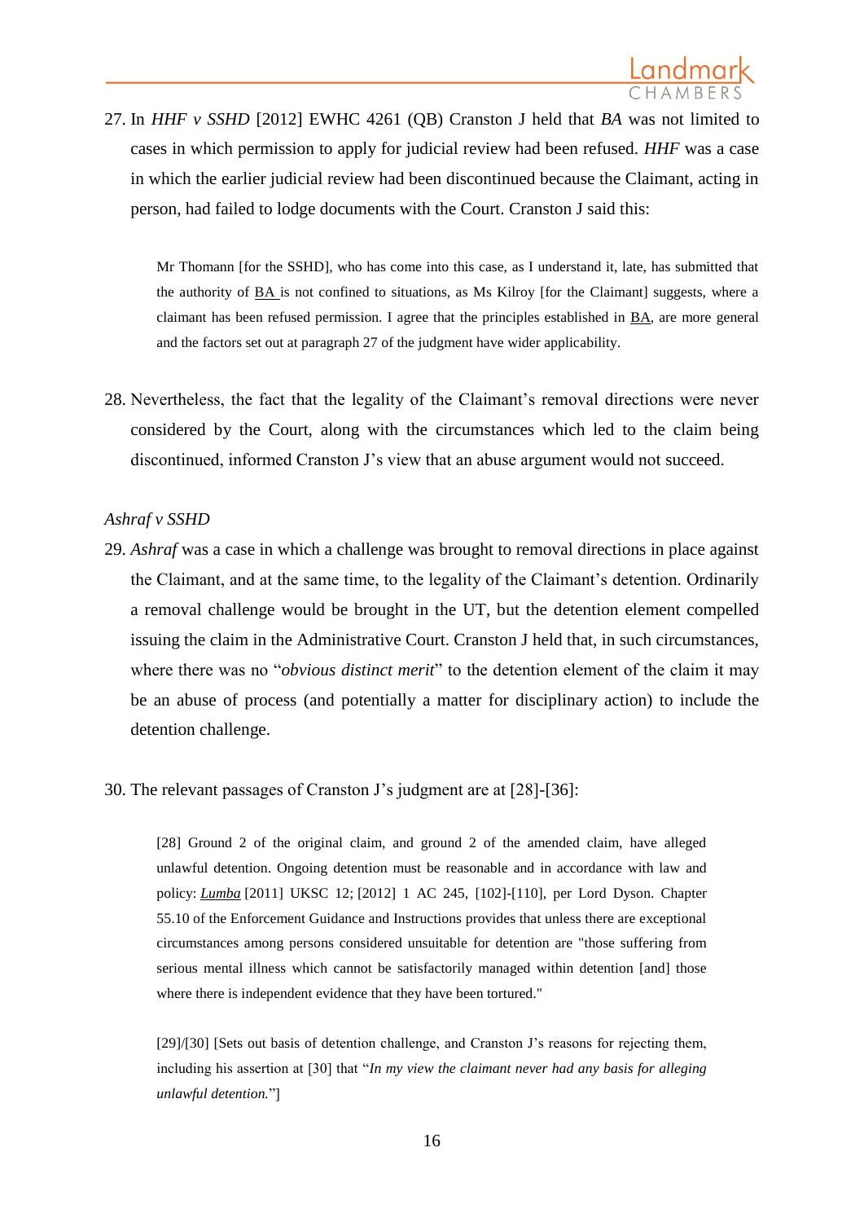27. In *HHF v SSHD* [2012] EWHC 4261 (QB) Cranston J held that *BA* was not limited to cases in which permission to apply for judicial review had been refused. *HHF* was a case in which the earlier judicial review had been discontinued because the Claimant, acting in person, had failed to lodge documents with the Court. Cranston J said this:

> Mr Thomann [for the SSHD], who has come into this case, as I understand it, late, has submitted that the authority of BA is not confined to situations, as Ms Kilroy [for the Claimant] suggests, where a claimant has been refused permission. I agree that the principles established in BA, are more general and the factors set out at paragraph 27 of the judgment have wider applicability.

28. Nevertheless, the fact that the legality of the Claimant's removal directions were never considered by the Court, along with the circumstances which led to the claim being discontinued, informed Cranston J's view that an abuse argument would not succeed.

*Ashraf v SSHD*

29. *Ashraf* was a case in which a challenge was brought to removal directions in place against the Claimant, and at the same time, to the legality of the Claimant's detention. Ordinarily a removal challenge would be brought in the UT, but the detention element compelled issuing the claim in the Administrative Court. Cranston J held that, in such circumstances, where there was no "*obvious distinct merit*" to the detention element of the claim it may be an abuse of process (and potentially a matter for disciplinary action) to include the detention challenge.

30. The relevant passages of Cranston J's judgment are at [28]-[36]:

> [28] Ground 2 of the original claim, and ground 2 of the amended claim, have alleged unlawful detention. Ongoing detention must be reasonable and in accordance with law and policy: *Lumba* [2011] UKSC 12; [2012] 1 AC 245, [102]-[110], per Lord Dyson. Chapter 55.10 of the Enforcement Guidance and Instructions provides that unless there are exceptional circumstances among persons considered unsuitable for detention are "those suffering from serious mental illness which cannot be satisfactorily managed within detention [and] those where there is independent evidence that they have been tortured."
>
> [29]/[30] [Sets out basis of detention challenge, and Cranston J's reasons for rejecting them, including his assertion at [30] that "*In my view the claimant never had any basis for alleging unlawful detention.*"]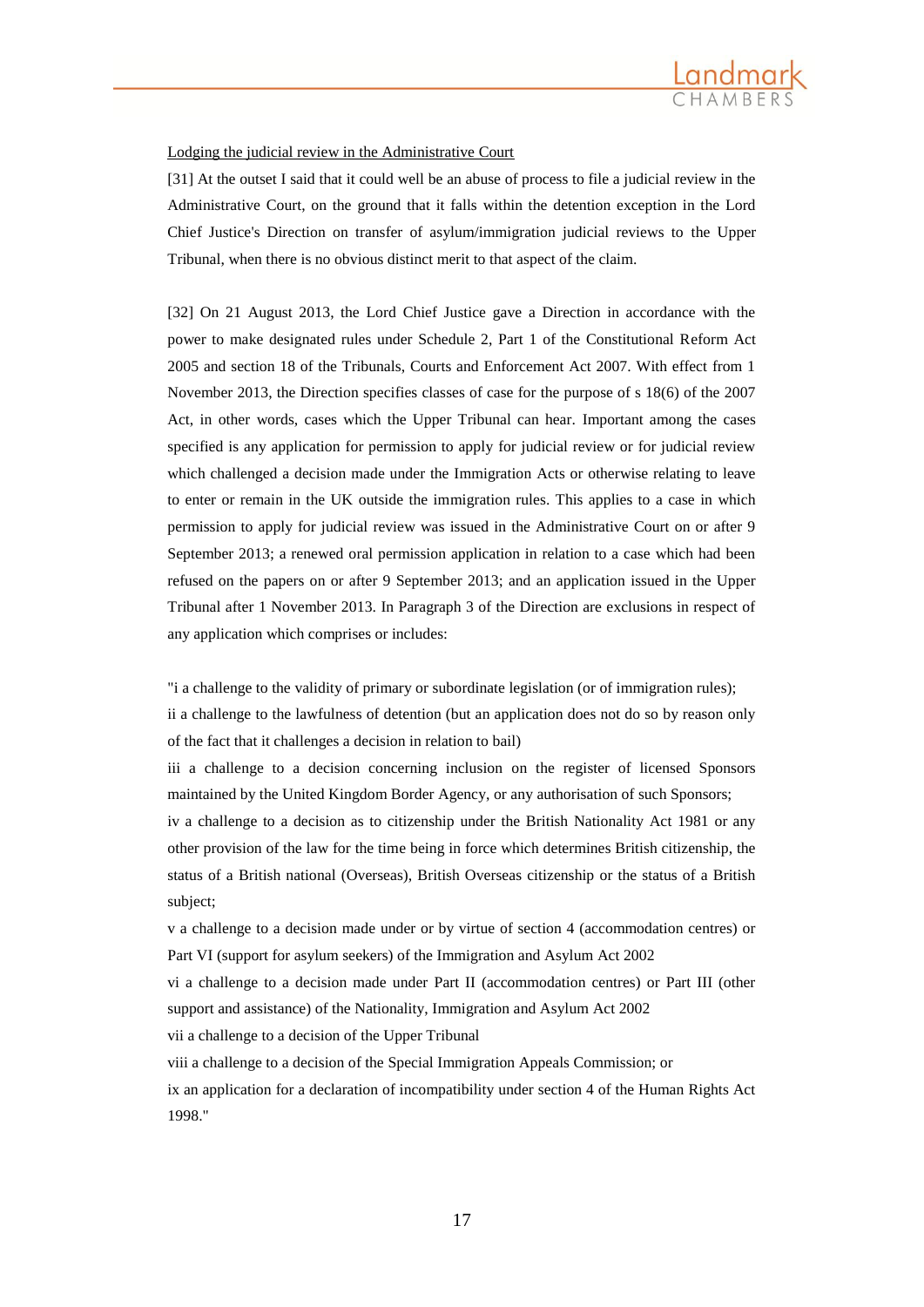Lodging the judicial review in the Administrative Court

[31] At the outset I said that it could well be an abuse of process to file a judicial review in the Administrative Court, on the ground that it falls within the detention exception in the Lord Chief Justice's Direction on transfer of asylum/immigration judicial reviews to the Upper Tribunal, when there is no obvious distinct merit to that aspect of the claim.

[32] On 21 August 2013, the Lord Chief Justice gave a Direction in accordance with the power to make designated rules under Schedule 2, Part 1 of the Constitutional Reform Act 2005 and section 18 of the Tribunals, Courts and Enforcement Act 2007. With effect from 1 November 2013, the Direction specifies classes of case for the purpose of s 18(6) of the 2007 Act, in other words, cases which the Upper Tribunal can hear. Important among the cases specified is any application for permission to apply for judicial review or for judicial review which challenged a decision made under the Immigration Acts or otherwise relating to leave to enter or remain in the UK outside the immigration rules. This applies to a case in which permission to apply for judicial review was issued in the Administrative Court on or after 9 September 2013; a renewed oral permission application in relation to a case which had been refused on the papers on or after 9 September 2013; and an application issued in the Upper Tribunal after 1 November 2013. In Paragraph 3 of the Direction are exclusions in respect of any application which comprises or includes:

"i a challenge to the validity of primary or subordinate legislation (or of immigration rules);
ii a challenge to the lawfulness of detention (but an application does not do so by reason only of the fact that it challenges a decision in relation to bail)
iii a challenge to a decision concerning inclusion on the register of licensed Sponsors maintained by the United Kingdom Border Agency, or any authorisation of such Sponsors;
iv a challenge to a decision as to citizenship under the British Nationality Act 1981 or any other provision of the law for the time being in force which determines British citizenship, the status of a British national (Overseas), British Overseas citizenship or the status of a British subject;
v a challenge to a decision made under or by virtue of section 4 (accommodation centres) or Part VI (support for asylum seekers) of the Immigration and Asylum Act 2002
vi a challenge to a decision made under Part II (accommodation centres) or Part III (other support and assistance) of the Nationality, Immigration and Asylum Act 2002
vii a challenge to a decision of the Upper Tribunal
viii a challenge to a decision of the Special Immigration Appeals Commission; or
ix an application for a declaration of incompatibility under section 4 of the Human Rights Act 1998."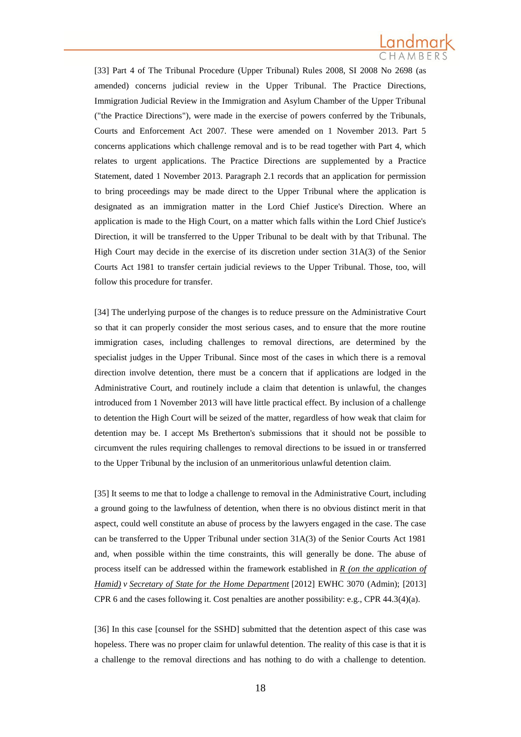[33] Part 4 of The Tribunal Procedure (Upper Tribunal) Rules 2008, SI 2008 No 2698 (as amended) concerns judicial review in the Upper Tribunal. The Practice Directions, Immigration Judicial Review in the Immigration and Asylum Chamber of the Upper Tribunal ("the Practice Directions"), were made in the exercise of powers conferred by the Tribunals, Courts and Enforcement Act 2007. These were amended on 1 November 2013. Part 5 concerns applications which challenge removal and is to be read together with Part 4, which relates to urgent applications. The Practice Directions are supplemented by a Practice Statement, dated 1 November 2013. Paragraph 2.1 records that an application for permission to bring proceedings may be made direct to the Upper Tribunal where the application is designated as an immigration matter in the Lord Chief Justice's Direction. Where an application is made to the High Court, on a matter which falls within the Lord Chief Justice's Direction, it will be transferred to the Upper Tribunal to be dealt with by that Tribunal. The High Court may decide in the exercise of its discretion under section 31A(3) of the Senior Courts Act 1981 to transfer certain judicial reviews to the Upper Tribunal. Those, too, will follow this procedure for transfer.

[34] The underlying purpose of the changes is to reduce pressure on the Administrative Court so that it can properly consider the most serious cases, and to ensure that the more routine immigration cases, including challenges to removal directions, are determined by the specialist judges in the Upper Tribunal. Since most of the cases in which there is a removal direction involve detention, there must be a concern that if applications are lodged in the Administrative Court, and routinely include a claim that detention is unlawful, the changes introduced from 1 November 2013 will have little practical effect. By inclusion of a challenge to detention the High Court will be seized of the matter, regardless of how weak that claim for detention may be. I accept Ms Bretherton's submissions that it should not be possible to circumvent the rules requiring challenges to removal directions to be issued in or transferred to the Upper Tribunal by the inclusion of an unmeritorious unlawful detention claim.

[35] It seems to me that to lodge a challenge to removal in the Administrative Court, including a ground going to the lawfulness of detention, when there is no obvious distinct merit in that aspect, could well constitute an abuse of process by the lawyers engaged in the case. The case can be transferred to the Upper Tribunal under section 31A(3) of the Senior Courts Act 1981 and, when possible within the time constraints, this will generally be done. The abuse of process itself can be addressed within the framework established in *R (on the application of Hamid) v Secretary of State for the Home Department* [2012] EWHC 3070 (Admin); [2013] CPR 6 and the cases following it. Cost penalties are another possibility: e.g., CPR 44.3(4)(a).

[36] In this case [counsel for the SSHD] submitted that the detention aspect of this case was hopeless. There was no proper claim for unlawful detention. The reality of this case is that it is a challenge to the removal directions and has nothing to do with a challenge to detention.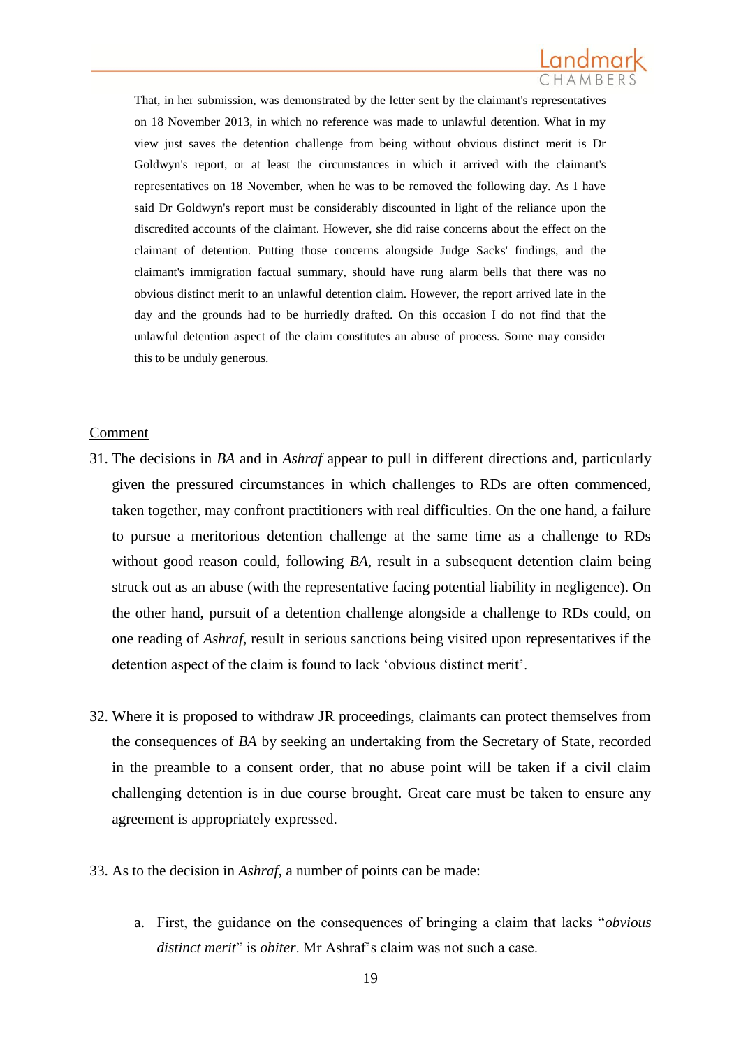> That, in her submission, was demonstrated by the letter sent by the claimant's representatives on 18 November 2013, in which no reference was made to unlawful detention. What in my view just saves the detention challenge from being without obvious distinct merit is Dr Goldwyn's report, or at least the circumstances in which it arrived with the claimant's representatives on 18 November, when he was to be removed the following day. As I have said Dr Goldwyn's report must be considerably discounted in light of the reliance upon the discredited accounts of the claimant. However, she did raise concerns about the effect on the claimant of detention. Putting those concerns alongside Judge Sacks' findings, and the claimant's immigration factual summary, should have rung alarm bells that there was no obvious distinct merit to an unlawful detention claim. However, the report arrived late in the day and the grounds had to be hurriedly drafted. On this occasion I do not find that the unlawful detention aspect of the claim constitutes an abuse of process. Some may consider this to be unduly generous.

<u>Comment</u>

31. The decisions in *BA* and in *Ashraf* appear to pull in different directions and, particularly given the pressured circumstances in which challenges to RDs are often commenced, taken together, may confront practitioners with real difficulties. On the one hand, a failure to pursue a meritorious detention challenge at the same time as a challenge to RDs without good reason could, following *BA*, result in a subsequent detention claim being struck out as an abuse (with the representative facing potential liability in negligence). On the other hand, pursuit of a detention challenge alongside a challenge to RDs could, on one reading of *Ashraf*, result in serious sanctions being visited upon representatives if the detention aspect of the claim is found to lack 'obvious distinct merit'.

32. Where it is proposed to withdraw JR proceedings, claimants can protect themselves from the consequences of *BA* by seeking an undertaking from the Secretary of State, recorded in the preamble to a consent order, that no abuse point will be taken if a civil claim challenging detention is in due course brought. Great care must be taken to ensure any agreement is appropriately expressed.

33. As to the decision in *Ashraf*, a number of points can be made:

    a. First, the guidance on the consequences of bringing a claim that lacks "*obvious distinct merit*" is *obiter*. Mr Ashraf's claim was not such a case.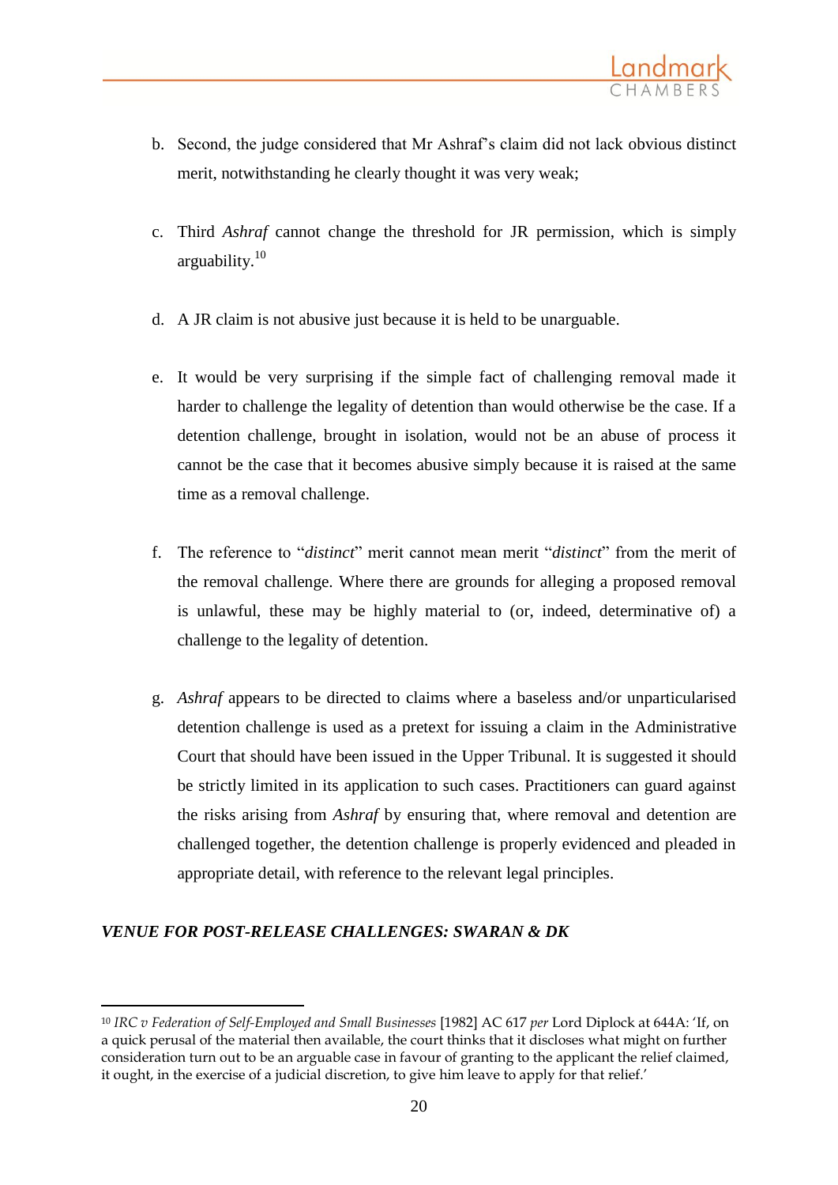b. Second, the judge considered that Mr Ashraf's claim did not lack obvious distinct merit, notwithstanding he clearly thought it was very weak;

c. Third *Ashraf* cannot change the threshold for JR permission, which is simply arguability.[10]

d. A JR claim is not abusive just because it is held to be unarguable.

e. It would be very surprising if the simple fact of challenging removal made it harder to challenge the legality of detention than would otherwise be the case. If a detention challenge, brought in isolation, would not be an abuse of process it cannot be the case that it becomes abusive simply because it is raised at the same time as a removal challenge.

f. The reference to "*distinct*" merit cannot mean merit "*distinct*" from the merit of the removal challenge. Where there are grounds for alleging a proposed removal is unlawful, these may be highly material to (or, indeed, determinative of) a challenge to the legality of detention.

g. *Ashraf* appears to be directed to claims where a baseless and/or unparticularised detention challenge is used as a pretext for issuing a claim in the Administrative Court that should have been issued in the Upper Tribunal. It is suggested it should be strictly limited in its application to such cases. Practitioners can guard against the risks arising from *Ashraf* by ensuring that, where removal and detention are challenged together, the detention challenge is properly evidenced and pleaded in appropriate detail, with reference to the relevant legal principles.

### *VENUE FOR POST-RELEASE CHALLENGES: SWARAN & DK*

---

[10] *IRC v Federation of Self-Employed and Small Businesses* [1982] AC 617 *per* Lord Diplock at 644A: 'If, on a quick perusal of the material then available, the court thinks that it discloses what might on further consideration turn out to be an arguable case in favour of granting to the applicant the relief claimed, it ought, in the exercise of a judicial discretion, to give him leave to apply for that relief.'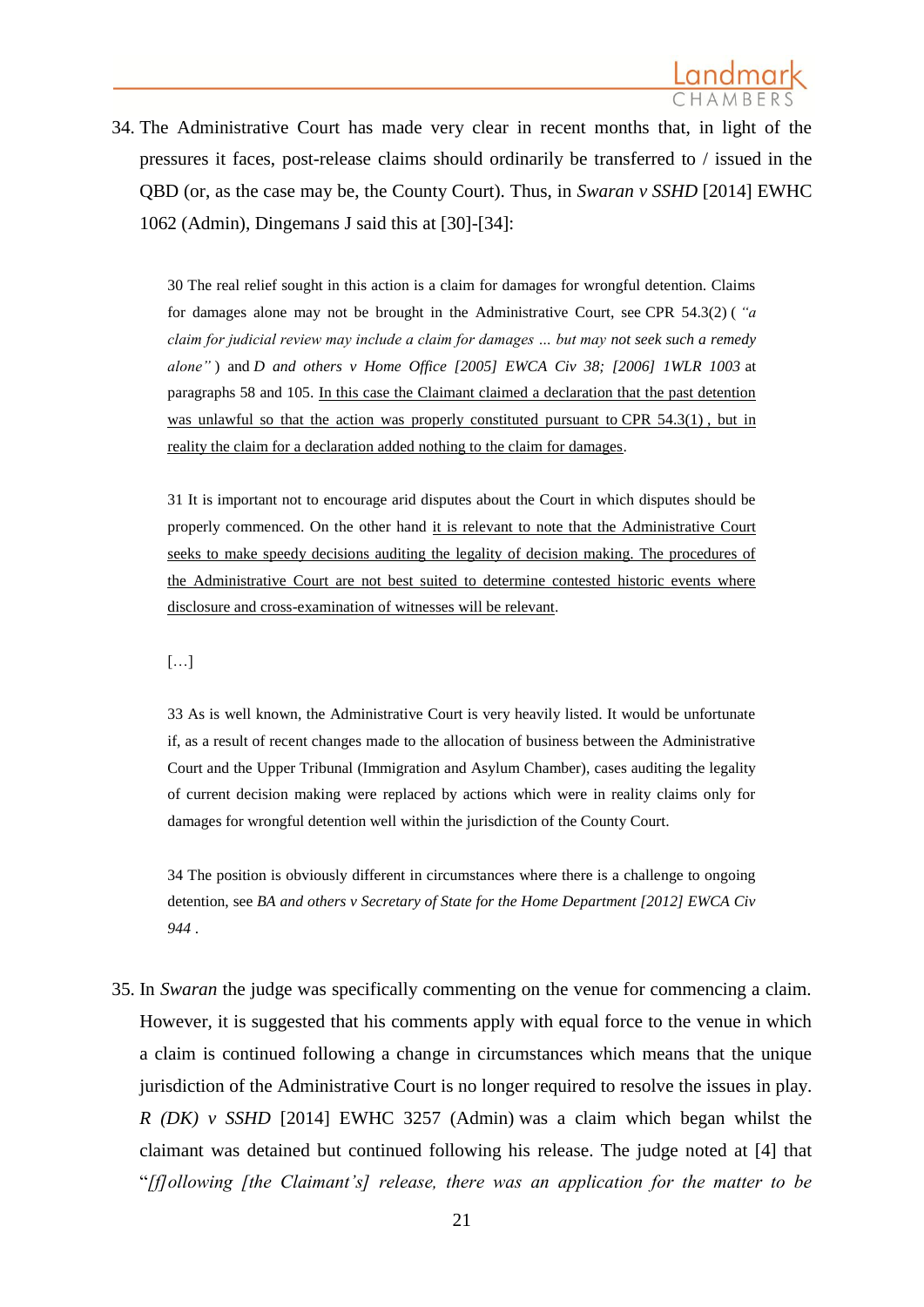34. The Administrative Court has made very clear in recent months that, in light of the pressures it faces, post-release claims should ordinarily be transferred to / issued in the QBD (or, as the case may be, the County Court). Thus, in *Swaran v SSHD* [2014] EWHC 1062 (Admin), Dingemans J said this at [30]-[34]:

> 30 The real relief sought in this action is a claim for damages for wrongful detention. Claims for damages alone may not be brought in the Administrative Court, see CPR 54.3(2) ( *"a claim for judicial review may include a claim for damages … but may not seek such a remedy alone"* ) and *D and others v Home Office [2005] EWCA Civ 38; [2006] 1WLR 1003* at paragraphs 58 and 105. <u>In this case the Claimant claimed a declaration that the past detention was unlawful so that the action was properly constituted pursuant to CPR 54.3(1) , but in reality the claim for a declaration added nothing to the claim for damages</u>.
>
> 31 It is important not to encourage arid disputes about the Court in which disputes should be properly commenced. On the other hand <u>it is relevant to note that the Administrative Court seeks to make speedy decisions auditing the legality of decision making. The procedures of the Administrative Court are not best suited to determine contested historic events where disclosure and cross-examination of witnesses will be relevant</u>.
>
> […]
>
> 33 As is well known, the Administrative Court is very heavily listed. It would be unfortunate if, as a result of recent changes made to the allocation of business between the Administrative Court and the Upper Tribunal (Immigration and Asylum Chamber), cases auditing the legality of current decision making were replaced by actions which were in reality claims only for damages for wrongful detention well within the jurisdiction of the County Court.
>
> 34 The position is obviously different in circumstances where there is a challenge to ongoing detention, see *BA and others v Secretary of State for the Home Department [2012] EWCA Civ 944* .

35. In *Swaran* the judge was specifically commenting on the venue for commencing a claim. However, it is suggested that his comments apply with equal force to the venue in which a claim is continued following a change in circumstances which means that the unique jurisdiction of the Administrative Court is no longer required to resolve the issues in play. *R (DK) v SSHD* [2014] EWHC 3257 (Admin) was a claim which began whilst the claimant was detained but continued following his release. The judge noted at [4] that "*[f]ollowing [the Claimant's] release, there was an application for the matter to be*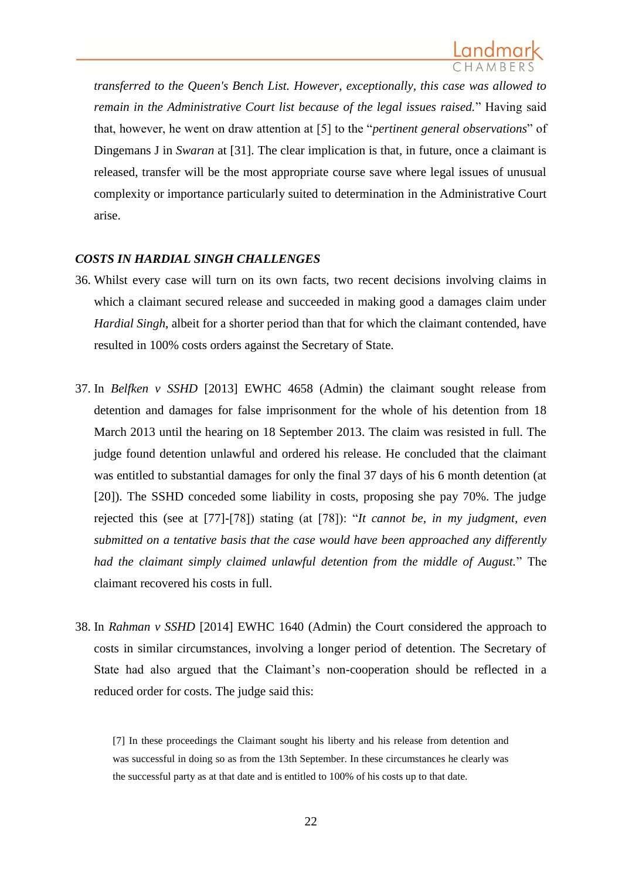*transferred to the Queen's Bench List. However, exceptionally, this case was allowed to remain in the Administrative Court list because of the legal issues raised.*" Having said that, however, he went on draw attention at [5] to the "*pertinent general observations*" of Dingemans J in *Swaran* at [31]. The clear implication is that, in future, once a claimant is released, transfer will be the most appropriate course save where legal issues of unusual complexity or importance particularly suited to determination in the Administrative Court arise.

### *COSTS IN HARDIAL SINGH CHALLENGES*

36. Whilst every case will turn on its own facts, two recent decisions involving claims in which a claimant secured release and succeeded in making good a damages claim under *Hardial Singh*, albeit for a shorter period than that for which the claimant contended, have resulted in 100% costs orders against the Secretary of State.

37. In *Belfken v SSHD* [2013] EWHC 4658 (Admin) the claimant sought release from detention and damages for false imprisonment for the whole of his detention from 18 March 2013 until the hearing on 18 September 2013. The claim was resisted in full. The judge found detention unlawful and ordered his release. He concluded that the claimant was entitled to substantial damages for only the final 37 days of his 6 month detention (at [20]). The SSHD conceded some liability in costs, proposing she pay 70%. The judge rejected this (see at [77]-[78]) stating (at [78]): "*It cannot be, in my judgment, even submitted on a tentative basis that the case would have been approached any differently had the claimant simply claimed unlawful detention from the middle of August.*" The claimant recovered his costs in full.

38. In *Rahman v SSHD* [2014] EWHC 1640 (Admin) the Court considered the approach to costs in similar circumstances, involving a longer period of detention. The Secretary of State had also argued that the Claimant's non-cooperation should be reflected in a reduced order for costs. The judge said this:

> [7] In these proceedings the Claimant sought his liberty and his release from detention and was successful in doing so as from the 13th September. In these circumstances he clearly was the successful party as at that date and is entitled to 100% of his costs up to that date.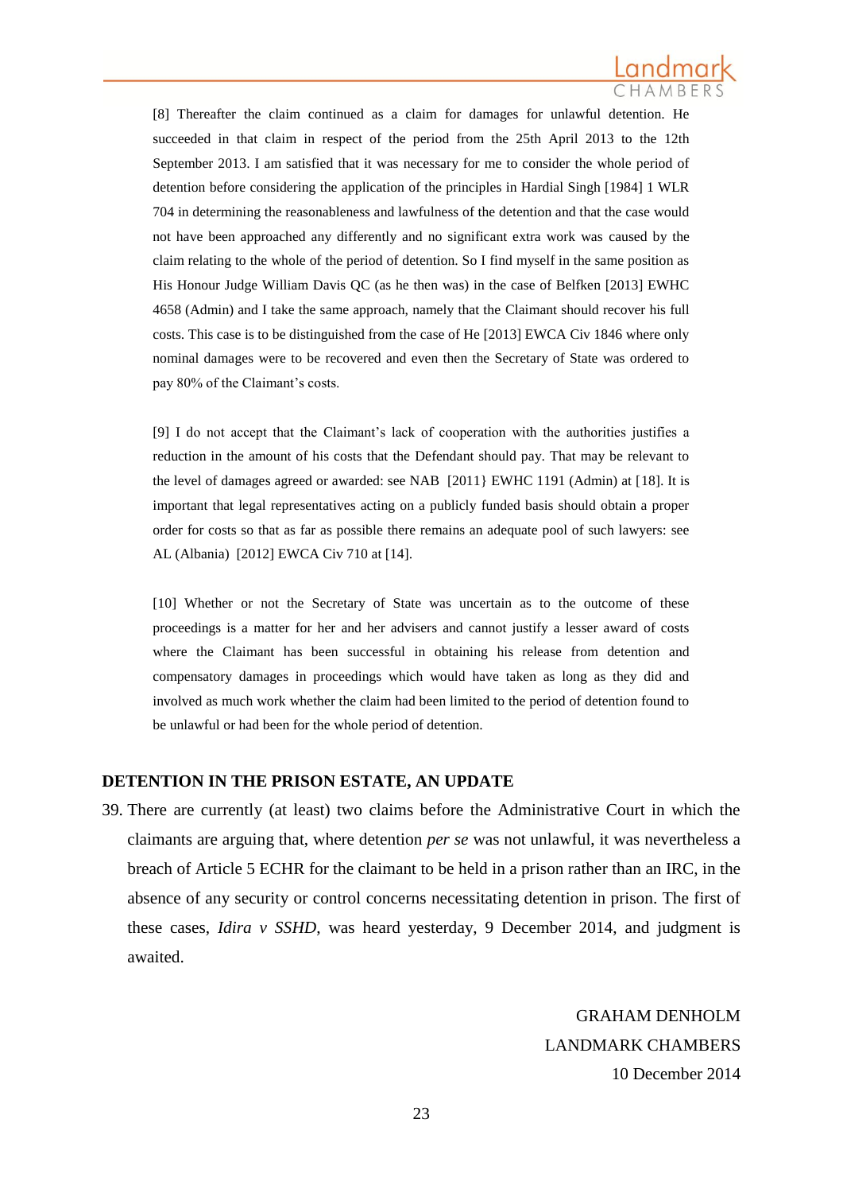[8] Thereafter the claim continued as a claim for damages for unlawful detention. He succeeded in that claim in respect of the period from the 25th April 2013 to the 12th September 2013. I am satisfied that it was necessary for me to consider the whole period of detention before considering the application of the principles in Hardial Singh [1984] 1 WLR 704 in determining the reasonableness and lawfulness of the detention and that the case would not have been approached any differently and no significant extra work was caused by the claim relating to the whole of the period of detention. So I find myself in the same position as His Honour Judge William Davis QC (as he then was) in the case of Belfken [2013] EWHC 4658 (Admin) and I take the same approach, namely that the Claimant should recover his full costs. This case is to be distinguished from the case of He [2013] EWCA Civ 1846 where only nominal damages were to be recovered and even then the Secretary of State was ordered to pay 80% of the Claimant's costs.

[9] I do not accept that the Claimant's lack of cooperation with the authorities justifies a reduction in the amount of his costs that the Defendant should pay. That may be relevant to the level of damages agreed or awarded: see NAB [2011} EWHC 1191 (Admin) at [18]. It is important that legal representatives acting on a publicly funded basis should obtain a proper order for costs so that as far as possible there remains an adequate pool of such lawyers: see AL (Albania) [2012] EWCA Civ 710 at [14].

[10] Whether or not the Secretary of State was uncertain as to the outcome of these proceedings is a matter for her and her advisers and cannot justify a lesser award of costs where the Claimant has been successful in obtaining his release from detention and compensatory damages in proceedings which would have taken as long as they did and involved as much work whether the claim had been limited to the period of detention found to be unlawful or had been for the whole period of detention.

## DETENTION IN THE PRISON ESTATE, AN UPDATE

39. There are currently (at least) two claims before the Administrative Court in which the claimants are arguing that, where detention *per se* was not unlawful, it was nevertheless a breach of Article 5 ECHR for the claimant to be held in a prison rather than an IRC, in the absence of any security or control concerns necessitating detention in prison. The first of these cases, *Idira v SSHD*, was heard yesterday, 9 December 2014, and judgment is awaited.

GRAHAM DENHOLM
LANDMARK CHAMBERS
10 December 2014